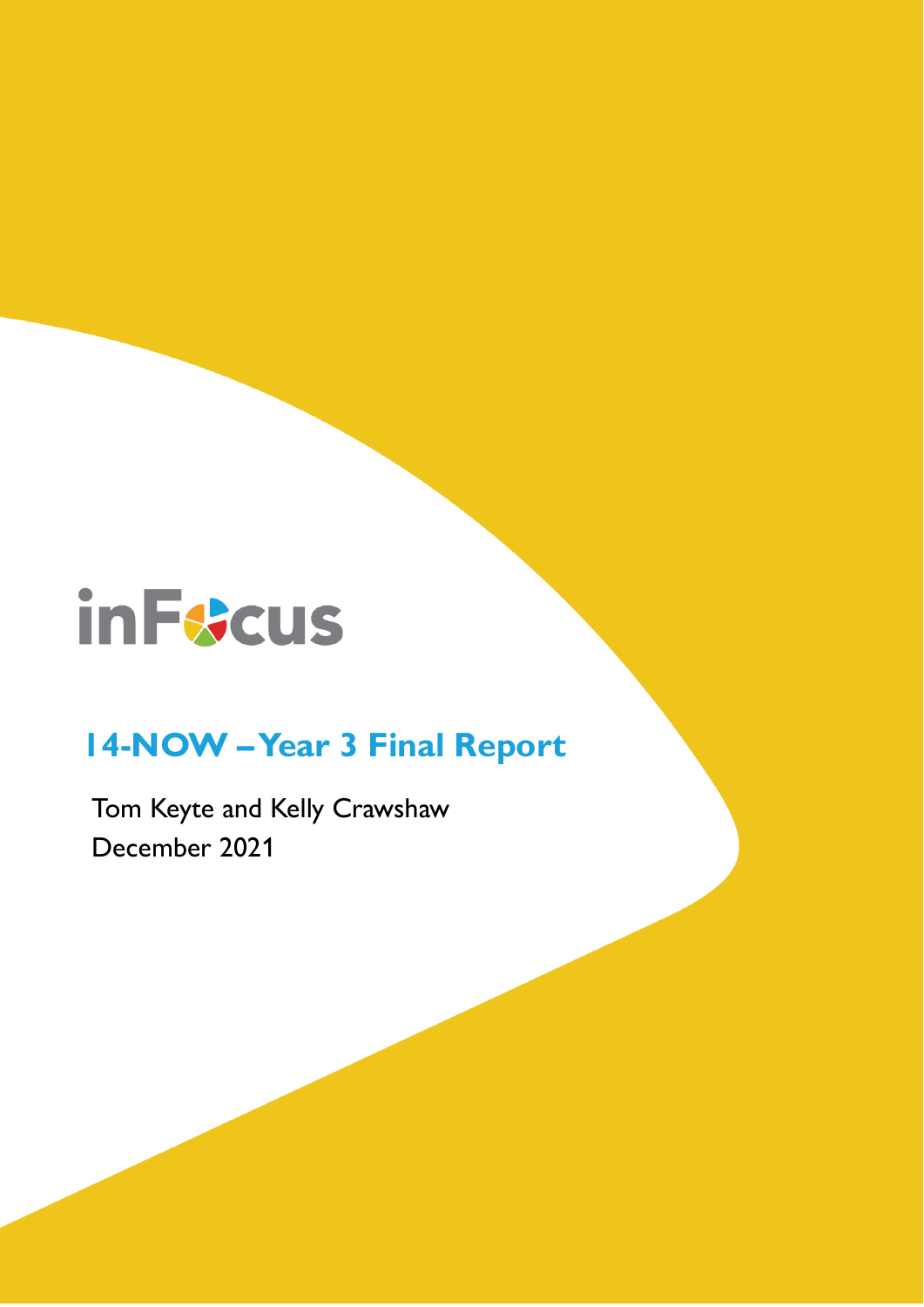inFocus

# 14-NOW – Year 3 Final Report

Tom Keyte and Kelly Crawshaw

December 2021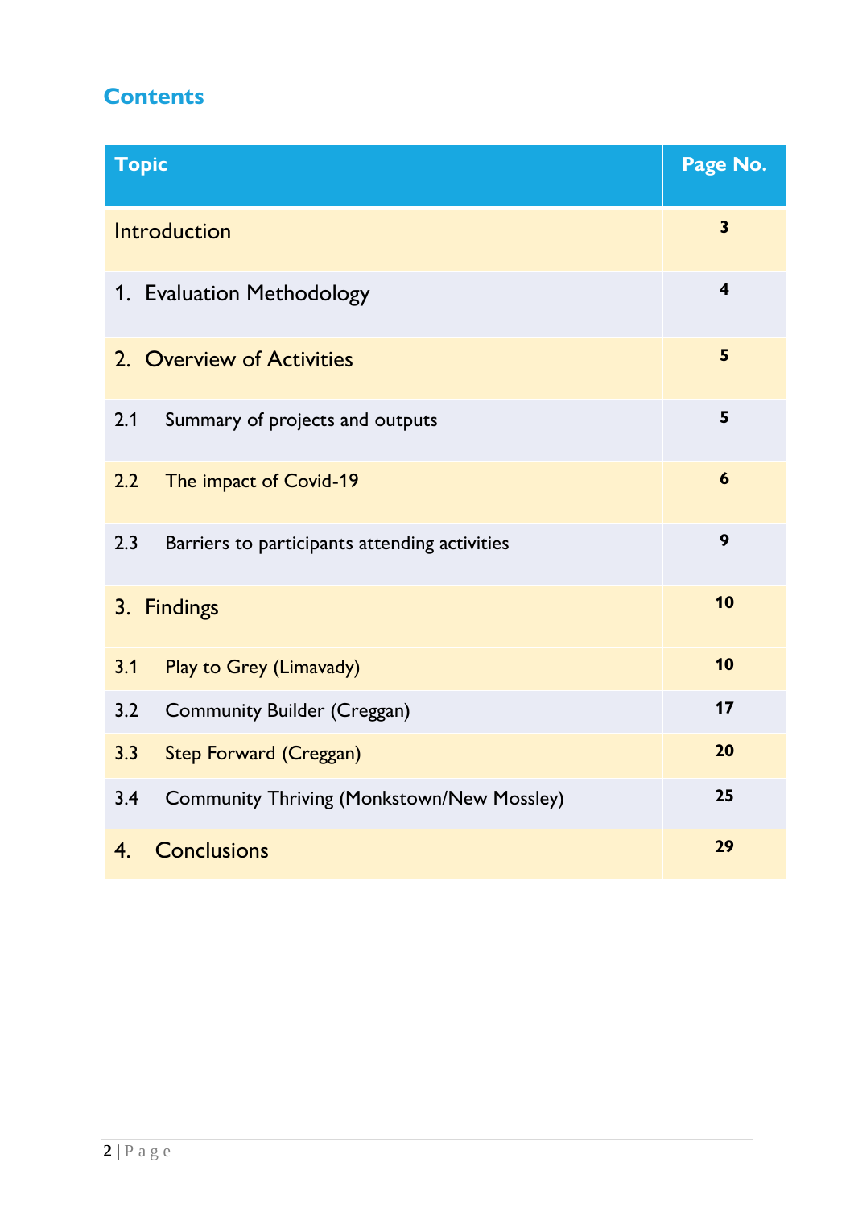## Contents

| Topic | Page No. |
|---|---|
| Introduction | 3 |
| 1. Evaluation Methodology | 4 |
| 2. Overview of Activities | 5 |
| 2.1 Summary of projects and outputs | 5 |
| 2.2 The impact of Covid-19 | 6 |
| 2.3 Barriers to participants attending activities | 9 |
| 3. Findings | 10 |
| 3.1 Play to Grey (Limavady) | 10 |
| 3.2 Community Builder (Creggan) | 17 |
| 3.3 Step Forward (Creggan) | 20 |
| 3.4 Community Thriving (Monkstown/New Mossley) | 25 |
| 4. Conclusions | 29 |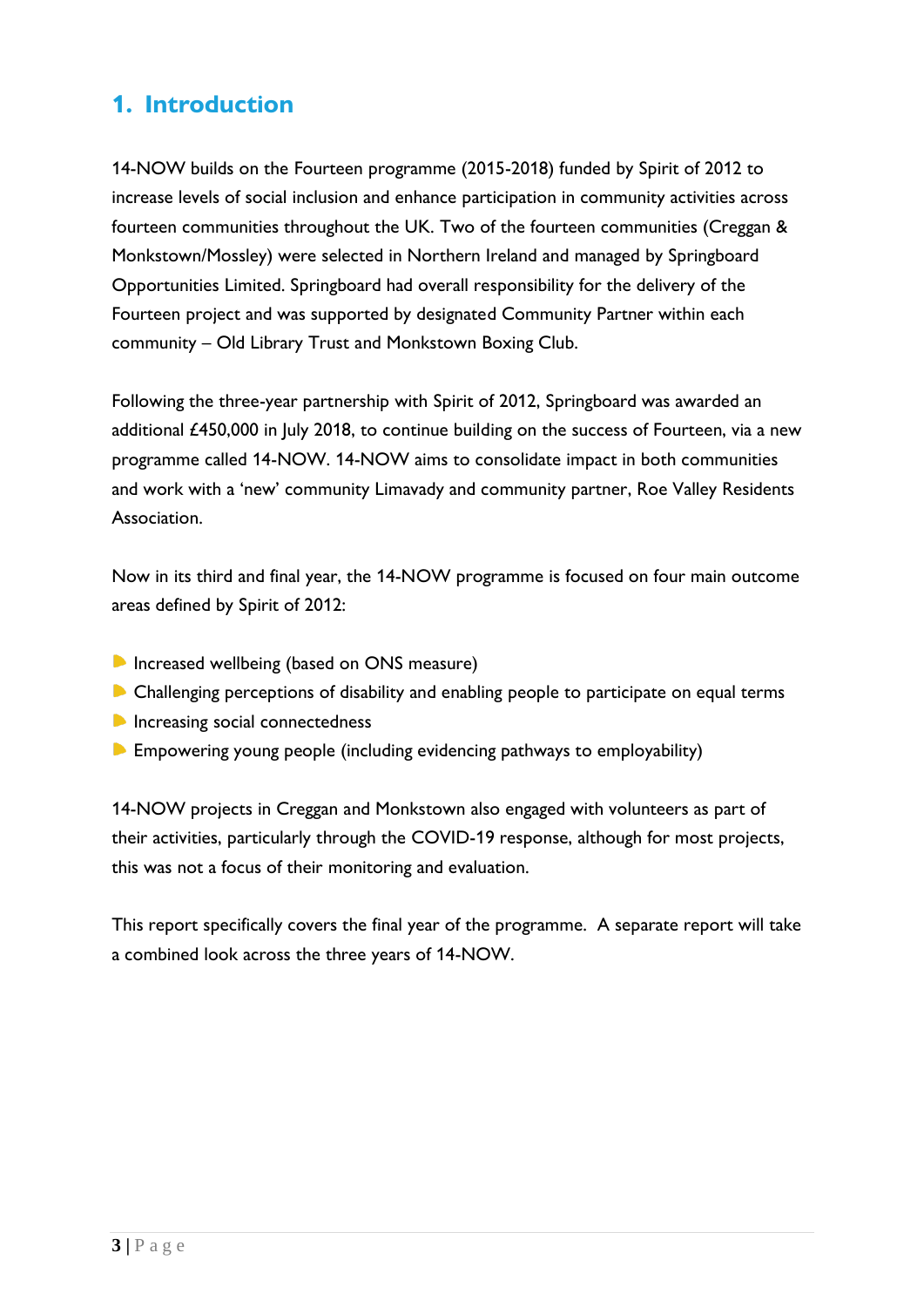# 1. Introduction

14-NOW builds on the Fourteen programme (2015-2018) funded by Spirit of 2012 to increase levels of social inclusion and enhance participation in community activities across fourteen communities throughout the UK. Two of the fourteen communities (Creggan & Monkstown/Mossley) were selected in Northern Ireland and managed by Springboard Opportunities Limited. Springboard had overall responsibility for the delivery of the Fourteen project and was supported by designated Community Partner within each community – Old Library Trust and Monkstown Boxing Club.

Following the three-year partnership with Spirit of 2012, Springboard was awarded an additional £450,000 in July 2018, to continue building on the success of Fourteen, via a new programme called 14-NOW. 14-NOW aims to consolidate impact in both communities and work with a 'new' community Limavady and community partner, Roe Valley Residents Association.

Now in its third and final year, the 14-NOW programme is focused on four main outcome areas defined by Spirit of 2012:

- Increased wellbeing (based on ONS measure)
- Challenging perceptions of disability and enabling people to participate on equal terms
- Increasing social connectedness
- Empowering young people (including evidencing pathways to employability)

14-NOW projects in Creggan and Monkstown also engaged with volunteers as part of their activities, particularly through the COVID-19 response, although for most projects, this was not a focus of their monitoring and evaluation.

This report specifically covers the final year of the programme. A separate report will take a combined look across the three years of 14-NOW.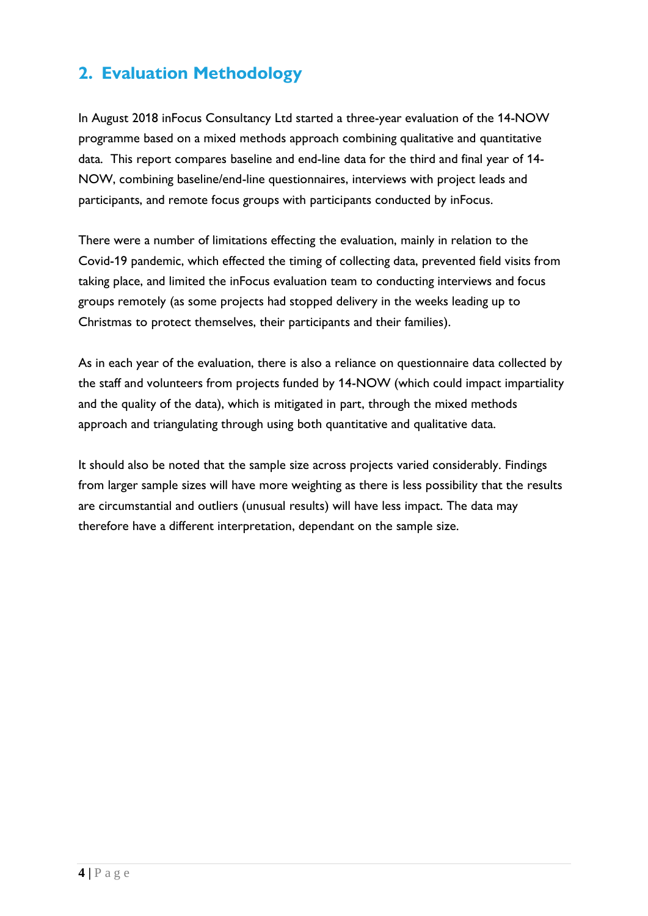## 2. Evaluation Methodology

In August 2018 inFocus Consultancy Ltd started a three-year evaluation of the 14-NOW programme based on a mixed methods approach combining qualitative and quantitative data. This report compares baseline and end-line data for the third and final year of 14-NOW, combining baseline/end-line questionnaires, interviews with project leads and participants, and remote focus groups with participants conducted by inFocus.

There were a number of limitations effecting the evaluation, mainly in relation to the Covid-19 pandemic, which effected the timing of collecting data, prevented field visits from taking place, and limited the inFocus evaluation team to conducting interviews and focus groups remotely (as some projects had stopped delivery in the weeks leading up to Christmas to protect themselves, their participants and their families).

As in each year of the evaluation, there is also a reliance on questionnaire data collected by the staff and volunteers from projects funded by 14-NOW (which could impact impartiality and the quality of the data), which is mitigated in part, through the mixed methods approach and triangulating through using both quantitative and qualitative data.

It should also be noted that the sample size across projects varied considerably. Findings from larger sample sizes will have more weighting as there is less possibility that the results are circumstantial and outliers (unusual results) will have less impact. The data may therefore have a different interpretation, dependant on the sample size.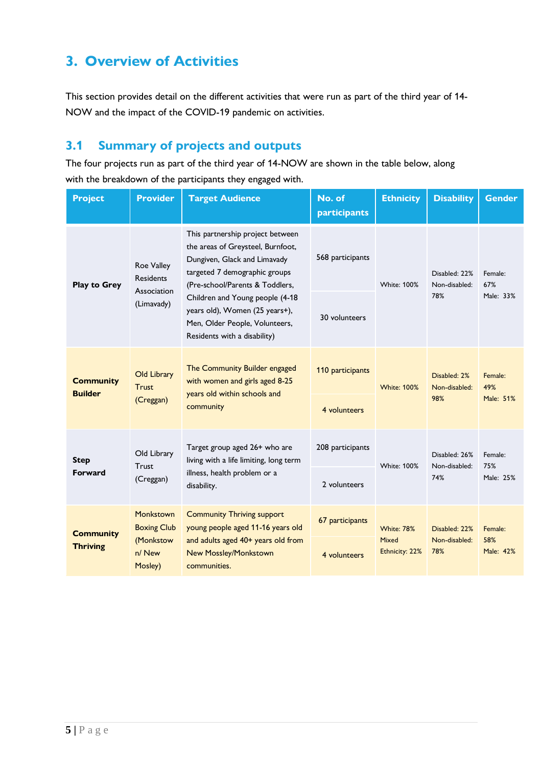# 3. Overview of Activities

This section provides detail on the different activities that were run as part of the third year of 14-NOW and the impact of the COVID-19 pandemic on activities.

## 3.1 Summary of projects and outputs

The four projects run as part of the third year of 14-NOW are shown in the table below, along with the breakdown of the participants they engaged with.

| Project | Provider | Target Audience | No. of participants | Ethnicity | Disability | Gender |
|---|---|---|---|---|---|---|
| **Play to Grey** | Roe Valley Residents Association (Limavady) | This partnership project between the areas of Greysteel, Burnfoot, Dungiven, Glack and Limavady targeted 7 demographic groups (Pre-school/Parents & Toddlers, Children and Young people (4-18 years old), Women (25 years+), Men, Older People, Volunteers, Residents with a disability) | 568 participants<br>30 volunteers | White: 100% | Disabled: 22%<br>Non-disabled: 78% | Female: 67%<br>Male: 33% |
| **Community Builder** | Old Library Trust (Creggan) | The Community Builder engaged with women and girls aged 8-25 years old within schools and community | 110 participants<br>4 volunteers | White: 100% | Disabled: 2%<br>Non-disabled: 98% | Female: 49%<br>Male: 51% |
| **Step Forward** | Old Library Trust (Creggan) | Target group aged 26+ who are living with a life limiting, long term illness, health problem or a disability. | 208 participants<br>2 volunteers | White: 100% | Disabled: 26%<br>Non-disabled: 74% | Female: 75%<br>Male: 25% |
| **Community Thriving** | Monkstown Boxing Club (Monkstown/ New Mosley) | Community Thriving support young people aged 11-16 years old and adults aged 40+ years old from New Mossley/Monkstown communities. | 67 participants<br>4 volunteers | White: 78%<br>Mixed Ethnicity: 22% | Disabled: 22%<br>Non-disabled: 78% | Female: 58%<br>Male: 42% |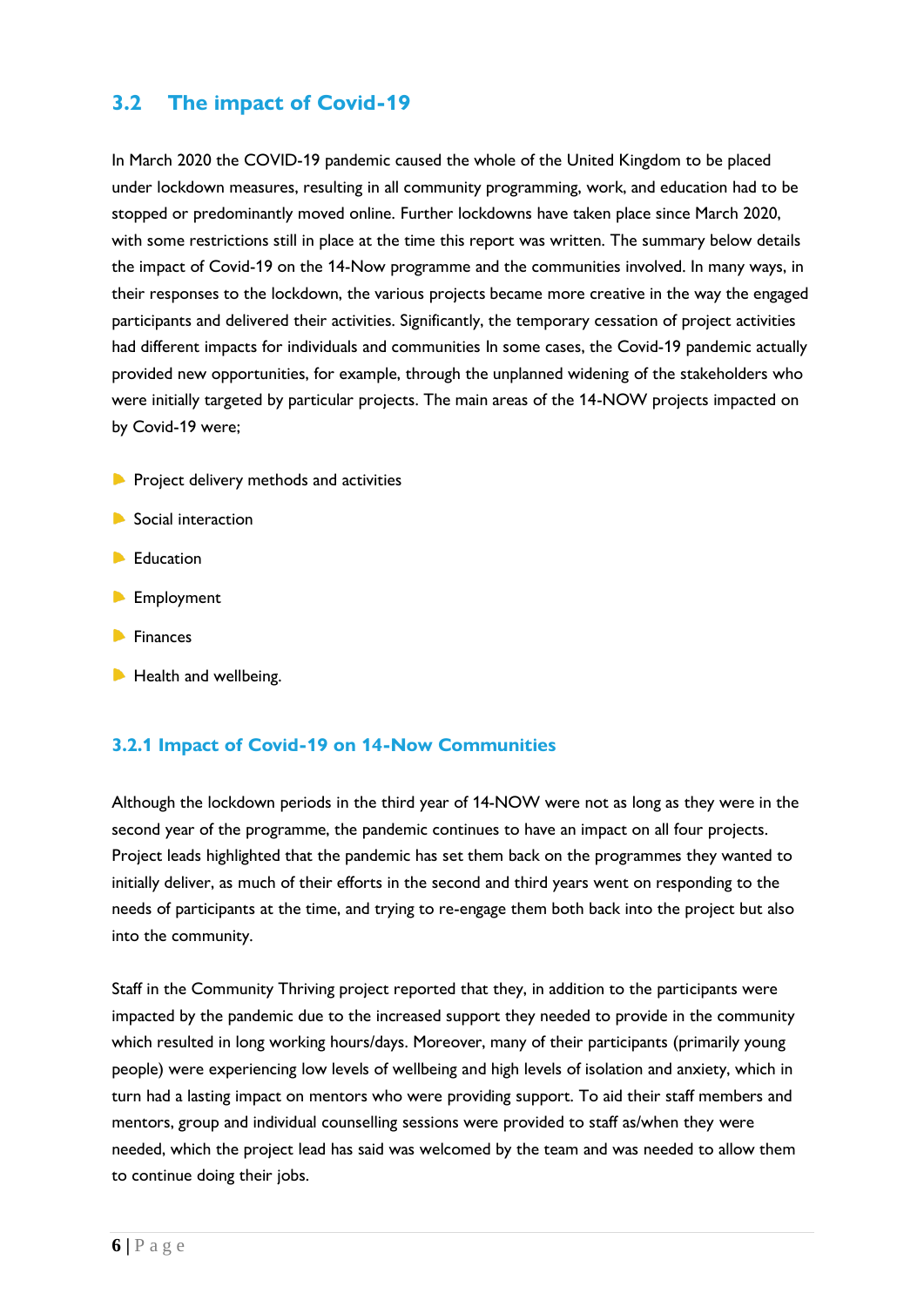## 3.2 The impact of Covid-19

In March 2020 the COVID-19 pandemic caused the whole of the United Kingdom to be placed under lockdown measures, resulting in all community programming, work, and education had to be stopped or predominantly moved online. Further lockdowns have taken place since March 2020, with some restrictions still in place at the time this report was written. The summary below details the impact of Covid-19 on the 14-Now programme and the communities involved. In many ways, in their responses to the lockdown, the various projects became more creative in the way the engaged participants and delivered their activities. Significantly, the temporary cessation of project activities had different impacts for individuals and communities In some cases, the Covid-19 pandemic actually provided new opportunities, for example, through the unplanned widening of the stakeholders who were initially targeted by particular projects. The main areas of the 14-NOW projects impacted on by Covid-19 were;

- Project delivery methods and activities
- Social interaction
- Education
- Employment
- Finances
- Health and wellbeing.

### 3.2.1 Impact of Covid-19 on 14-Now Communities

Although the lockdown periods in the third year of 14-NOW were not as long as they were in the second year of the programme, the pandemic continues to have an impact on all four projects. Project leads highlighted that the pandemic has set them back on the programmes they wanted to initially deliver, as much of their efforts in the second and third years went on responding to the needs of participants at the time, and trying to re-engage them both back into the project but also into the community.

Staff in the Community Thriving project reported that they, in addition to the participants were impacted by the pandemic due to the increased support they needed to provide in the community which resulted in long working hours/days. Moreover, many of their participants (primarily young people) were experiencing low levels of wellbeing and high levels of isolation and anxiety, which in turn had a lasting impact on mentors who were providing support. To aid their staff members and mentors, group and individual counselling sessions were provided to staff as/when they were needed, which the project lead has said was welcomed by the team and was needed to allow them to continue doing their jobs.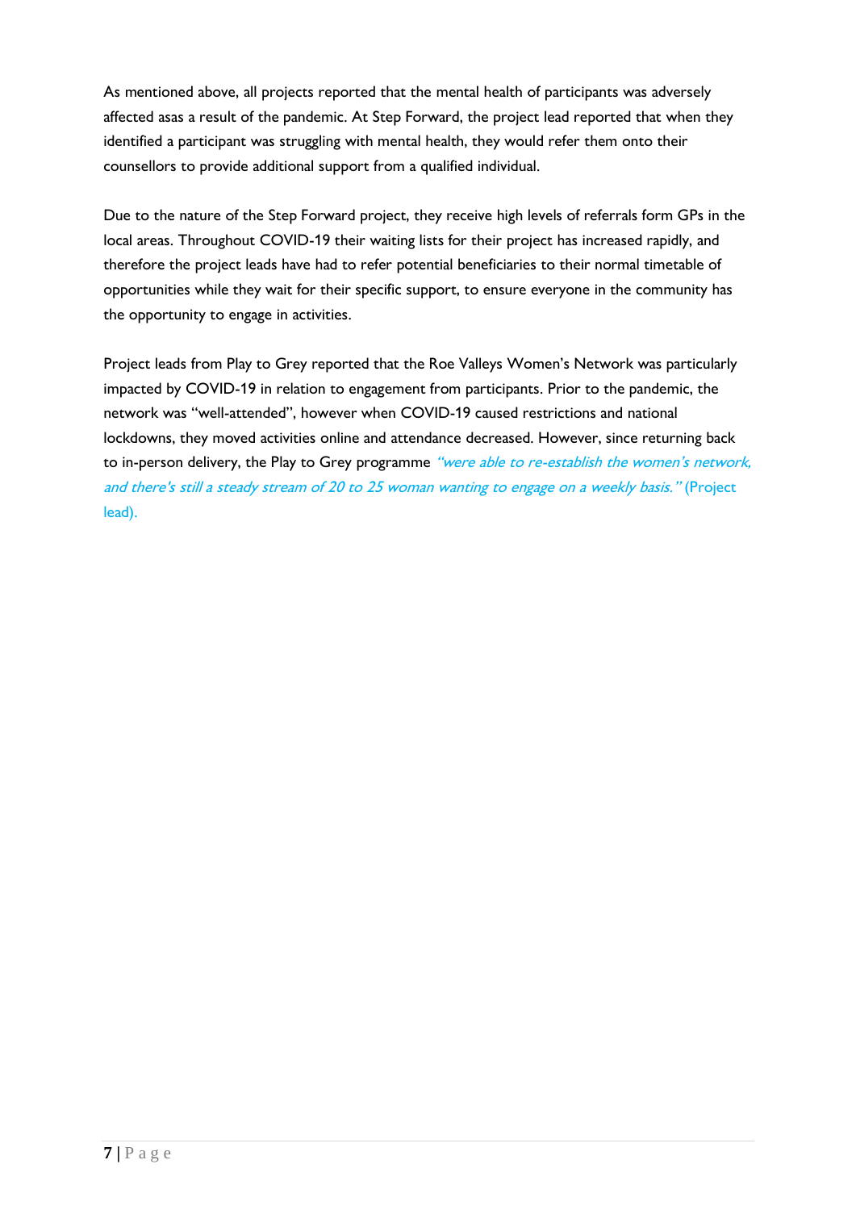As mentioned above, all projects reported that the mental health of participants was adversely affected asas a result of the pandemic. At Step Forward, the project lead reported that when they identified a participant was struggling with mental health, they would refer them onto their counsellors to provide additional support from a qualified individual.

Due to the nature of the Step Forward project, they receive high levels of referrals form GPs in the local areas. Throughout COVID-19 their waiting lists for their project has increased rapidly, and therefore the project leads have had to refer potential beneficiaries to their normal timetable of opportunities while they wait for their specific support, to ensure everyone in the community has the opportunity to engage in activities.

Project leads from Play to Grey reported that the Roe Valleys Women's Network was particularly impacted by COVID-19 in relation to engagement from participants. Prior to the pandemic, the network was "well-attended", however when COVID-19 caused restrictions and national lockdowns, they moved activities online and attendance decreased. However, since returning back to in-person delivery, the Play to Grey programme *"were able to re-establish the women's network, and there's still a steady stream of 20 to 25 woman wanting to engage on a weekly basis."* (Project lead).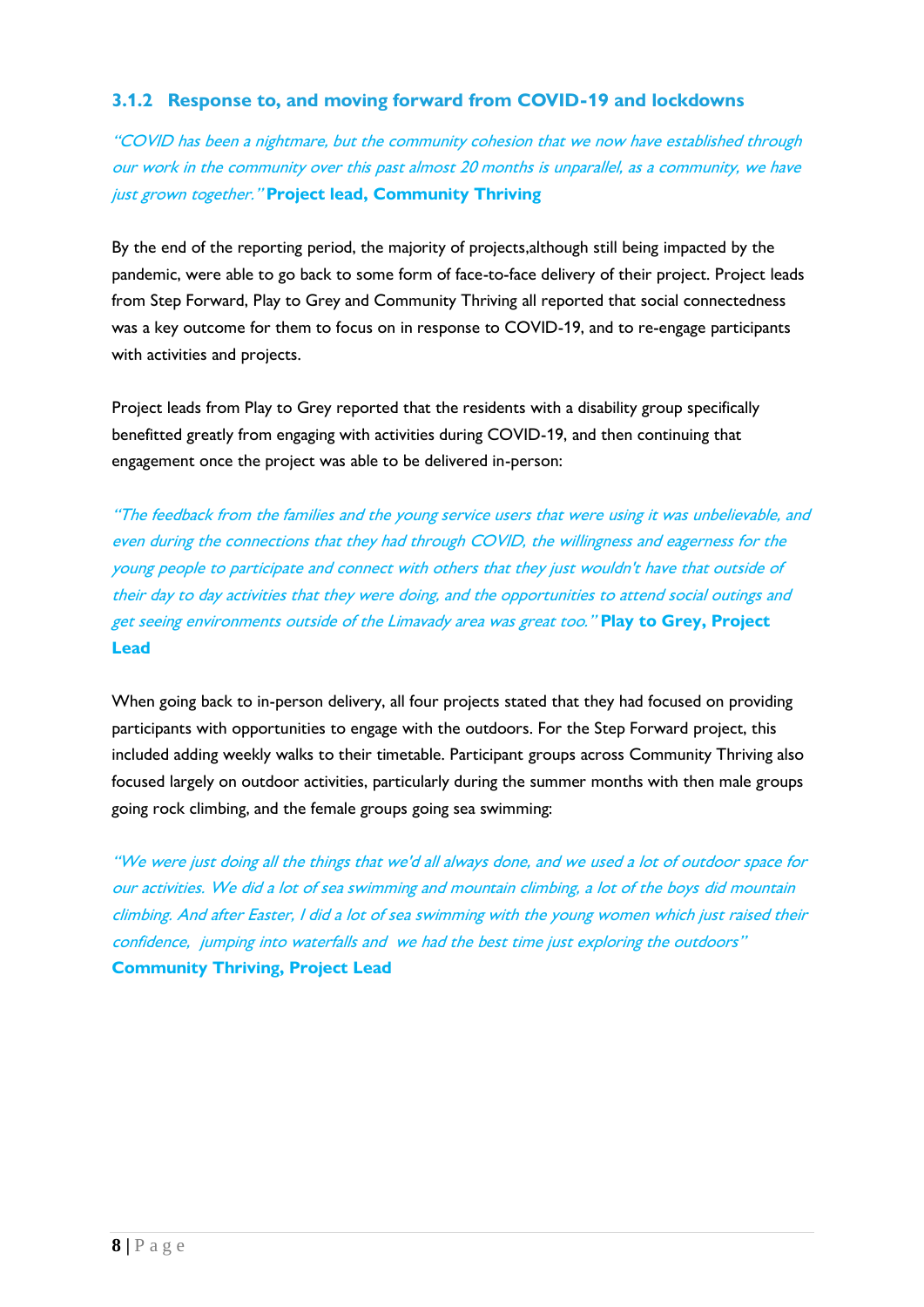### 3.1.2 Response to, and moving forward from COVID-19 and lockdowns

*"COVID has been a nightmare, but the community cohesion that we now have established through our work in the community over this past almost 20 months is unparallel, as a community, we have just grown together."* **Project lead, Community Thriving**

By the end of the reporting period, the majority of projects,although still being impacted by the pandemic, were able to go back to some form of face-to-face delivery of their project. Project leads from Step Forward, Play to Grey and Community Thriving all reported that social connectedness was a key outcome for them to focus on in response to COVID-19, and to re-engage participants with activities and projects.

Project leads from Play to Grey reported that the residents with a disability group specifically benefitted greatly from engaging with activities during COVID-19, and then continuing that engagement once the project was able to be delivered in-person:

*"The feedback from the families and the young service users that were using it was unbelievable, and even during the connections that they had through COVID, the willingness and eagerness for the young people to participate and connect with others that they just wouldn't have that outside of their day to day activities that they were doing, and the opportunities to attend social outings and get seeing environments outside of the Limavady area was great too."* **Play to Grey, Project Lead**

When going back to in-person delivery, all four projects stated that they had focused on providing participants with opportunities to engage with the outdoors. For the Step Forward project, this included adding weekly walks to their timetable. Participant groups across Community Thriving also focused largely on outdoor activities, particularly during the summer months with then male groups going rock climbing, and the female groups going sea swimming:

*"We were just doing all the things that we'd all always done, and we used a lot of outdoor space for our activities. We did a lot of sea swimming and mountain climbing, a lot of the boys did mountain climbing. And after Easter, I did a lot of sea swimming with the young women which just raised their confidence, jumping into waterfalls and we had the best time just exploring the outdoors"* **Community Thriving, Project Lead**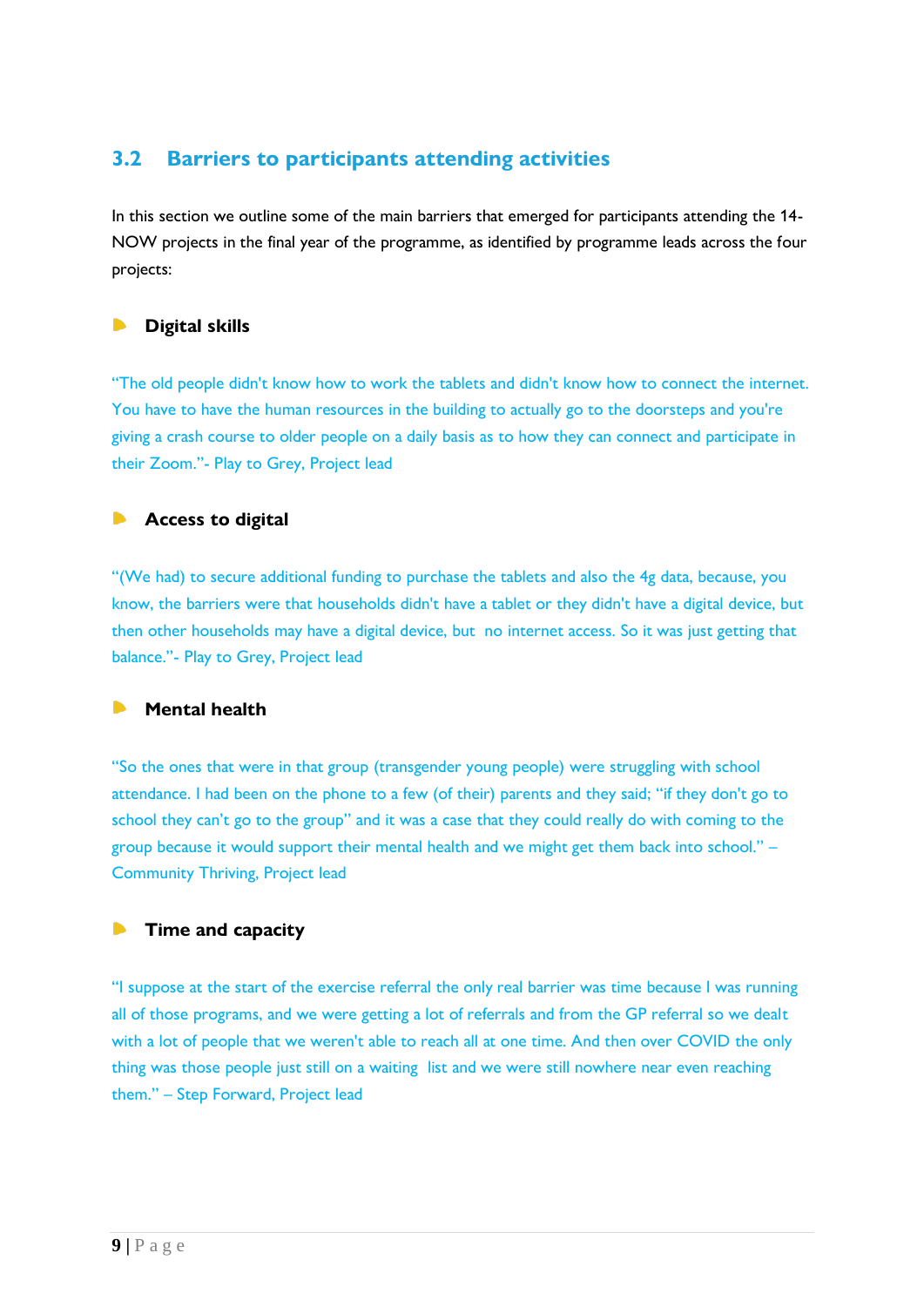## 3.2 Barriers to participants attending activities

In this section we outline some of the main barriers that emerged for participants attending the 14-NOW projects in the final year of the programme, as identified by programme leads across the four projects:

- **Digital skills**

"The old people didn't know how to work the tablets and didn't know how to connect the internet. You have to have the human resources in the building to actually go to the doorsteps and you're giving a crash course to older people on a daily basis as to how they can connect and participate in their Zoom."- Play to Grey, Project lead

- **Access to digital**

"(We had) to secure additional funding to purchase the tablets and also the 4g data, because, you know, the barriers were that households didn't have a tablet or they didn't have a digital device, but then other households may have a digital device, but no internet access. So it was just getting that balance."- Play to Grey, Project lead

- **Mental health**

"So the ones that were in that group (transgender young people) were struggling with school attendance. I had been on the phone to a few (of their) parents and they said; "if they don't go to school they can't go to the group" and it was a case that they could really do with coming to the group because it would support their mental health and we might get them back into school." – Community Thriving, Project lead

- **Time and capacity**

"I suppose at the start of the exercise referral the only real barrier was time because I was running all of those programs, and we were getting a lot of referrals and from the GP referral so we dealt with a lot of people that we weren't able to reach all at one time. And then over COVID the only thing was those people just still on a waiting list and we were still nowhere near even reaching them." – Step Forward, Project lead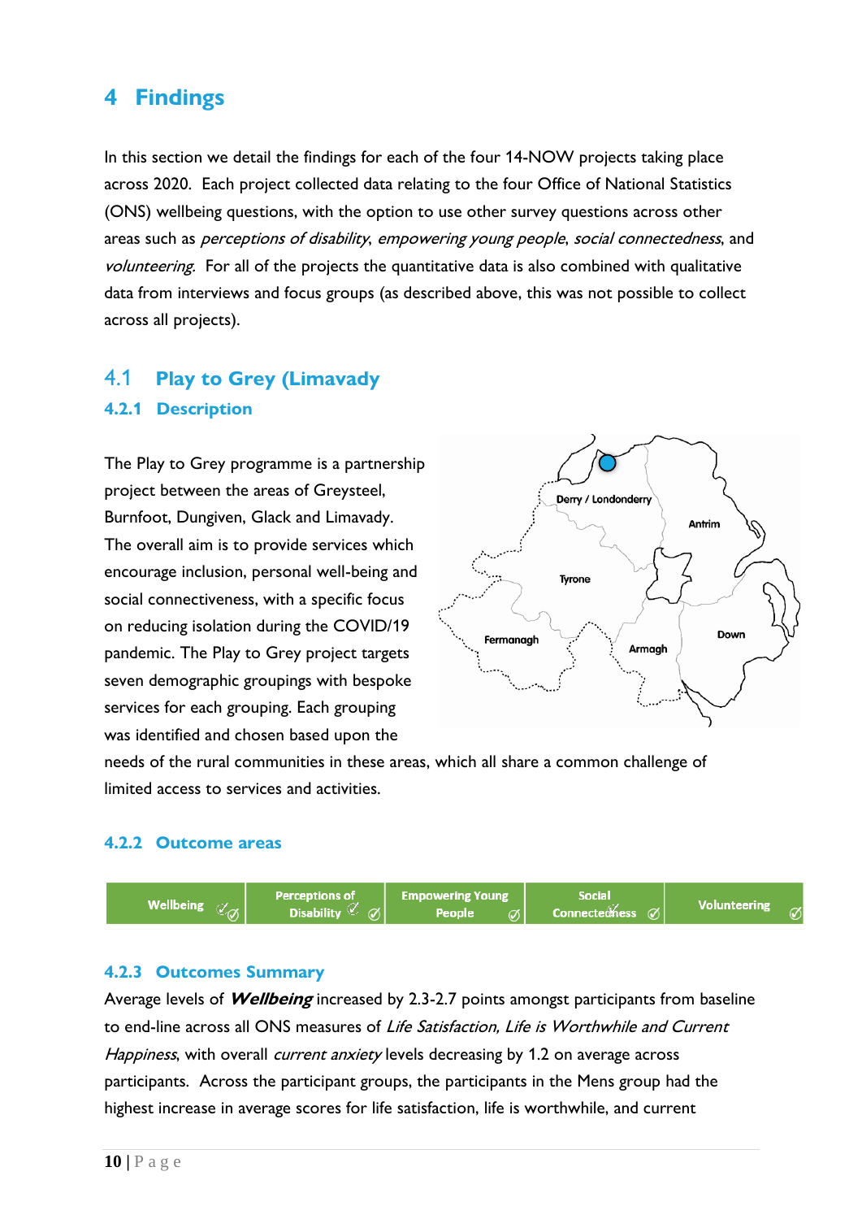# 4 Findings

In this section we detail the findings for each of the four 14-NOW projects taking place across 2020. Each project collected data relating to the four Office of National Statistics (ONS) wellbeing questions, with the option to use other survey questions across other areas such as *perceptions of disability*, *empowering young people*, *social connectedness*, and *volunteering*. For all of the projects the quantitative data is also combined with qualitative data from interviews and focus groups (as described above, this was not possible to collect across all projects).

## 4.1 Play to Grey (Limavady

### 4.2.1 Description

The Play to Grey programme is a partnership project between the areas of Greysteel, Burnfoot, Dungiven, Glack and Limavady. The overall aim is to provide services which encourage inclusion, personal well-being and social connectiveness, with a specific focus on reducing isolation during the COVID/19 pandemic. The Play to Grey project targets seven demographic groupings with bespoke services for each grouping. Each grouping was identified and chosen based upon the needs of the rural communities in these areas, which all share a common challenge of limited access to services and activities.

### 4.2.2 Outcome areas

| Wellbeing | Perceptions of Disability | Empowering Young People | Social Connectedness | Volunteering |
|---|---|---|---|---|
| ✓ | ✓ | ✓ | ✓ | ✓ |

### 4.2.3 Outcomes Summary

Average levels of ***Wellbeing*** increased by 2.3-2.7 points amongst participants from baseline to end-line across all ONS measures of *Life Satisfaction, Life is Worthwhile and Current Happiness*, with overall *current anxiety* levels decreasing by 1.2 on average across participants. Across the participant groups, the participants in the Mens group had the highest increase in average scores for life satisfaction, life is worthwhile, and current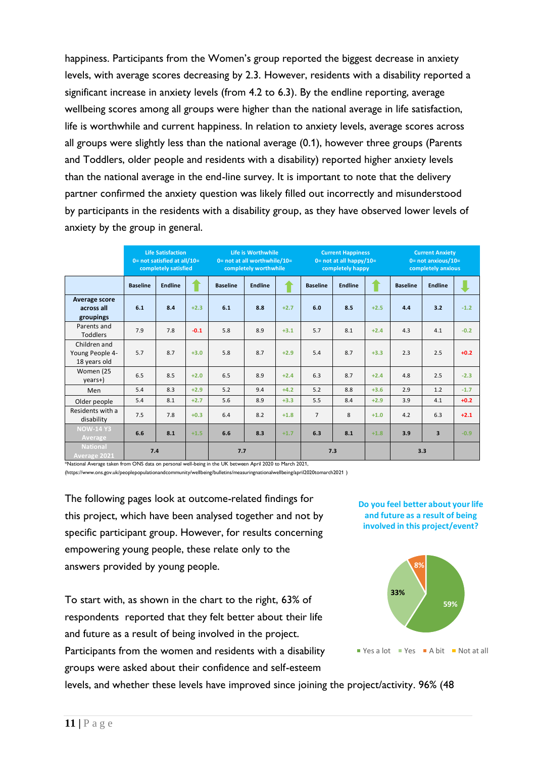happiness. Participants from the Women's group reported the biggest decrease in anxiety levels, with average scores decreasing by 2.3. However, residents with a disability reported a significant increase in anxiety levels (from 4.2 to 6.3). By the endline reporting, average wellbeing scores among all groups were higher than the national average in life satisfaction, life is worthwhile and current happiness. In relation to anxiety levels, average scores across all groups were slightly less than the national average (0.1), however three groups (Parents and Toddlers, older people and residents with a disability) reported higher anxiety levels than the national average in the end-line survey. It is important to note that the delivery partner confirmed the anxiety question was likely filled out incorrectly and misunderstood by participants in the residents with a disability group, as they have observed lower levels of anxiety by the group in general.

| | Life Satisfaction 0= not satisfied at all/10= completely satisfied | | | Life is Worthwhile 0= not at all worthwhile/10= completely worthwhile | | | Current Happiness 0= not at all happy/10= completely happy | | | Current Anxiety 0= not anxious/10= completely anxious | | |
|---|---|---|---|---|---|---|---|---|---|---|---|---|
| | Baseline | Endline | ↑ | Baseline | Endline | ↑ | Baseline | Endline | ↑ | Baseline | Endline | ↓ |
| **Average score across all groupings** | **6.1** | **8.4** | +2.3 | **6.1** | **8.8** | +2.7 | **6.0** | **8.5** | +2.5 | **4.4** | **3.2** | -1.2 |
| Parents and Toddlers | 7.9 | 7.8 | -0.1 | 5.8 | 8.9 | +3.1 | 5.7 | 8.1 | +2.4 | 4.3 | 4.1 | -0.2 |
| Children and Young People 4-18 years old | 5.7 | 8.7 | +3.0 | 5.8 | 8.7 | +2.9 | 5.4 | 8.7 | +3.3 | 2.3 | 2.5 | +0.2 |
| Women (25 years+) | 6.5 | 8.5 | +2.0 | 6.5 | 8.9 | +2.4 | 6.3 | 8.7 | +2.4 | 4.8 | 2.5 | -2.3 |
| Men | 5.4 | 8.3 | +2.9 | 5.2 | 9.4 | +4.2 | 5.2 | 8.8 | +3.6 | 2.9 | 1.2 | -1.7 |
| Older people | 5.4 | 8.1 | +2.7 | 5.6 | 8.9 | +3.3 | 5.5 | 8.4 | +2.9 | 3.9 | 4.1 | +0.2 |
| Residents with a disability | 7.5 | 7.8 | +0.3 | 6.4 | 8.2 | +1.8 | 7 | 8 | +1.0 | 4.2 | 6.3 | +2.1 |
| **NOW-14 Y3 Average** | **6.6** | **8.1** | +1.5 | **6.6** | **8.3** | +1.7 | **6.3** | **8.1** | +1.8 | **3.9** | **3** | -0.9 |
| **National Average 2021** | **7.4** | | | **7.7** | | | **7.3** | | | **3.3** | | |

*National Average taken from ONS data on personal well-being in the UK between April 2020 to March 2021, (https://www.ons.gov.uk/peoplepopulationandcommunity/wellbeing/bulletins/measuringnationalwellbeing/april2020tomarch2021 )

The following pages look at outcome-related findings for this project, which have been analysed together and not by specific participant group. However, for results concerning empowering young people, these relate only to the answers provided by young people.

**Do you feel better about your life and future as a result of being involved in this project/event?**

- Yes a lot: 59%
- Yes: 33%
- A bit: 8%
- Not at all

To start with, as shown in the chart to the right, 63% of respondents reported that they felt better about their life and future as a result of being involved in the project. Participants from the women and residents with a disability groups were asked about their confidence and self-esteem levels, and whether these levels have improved since joining the project/activity. 96% (48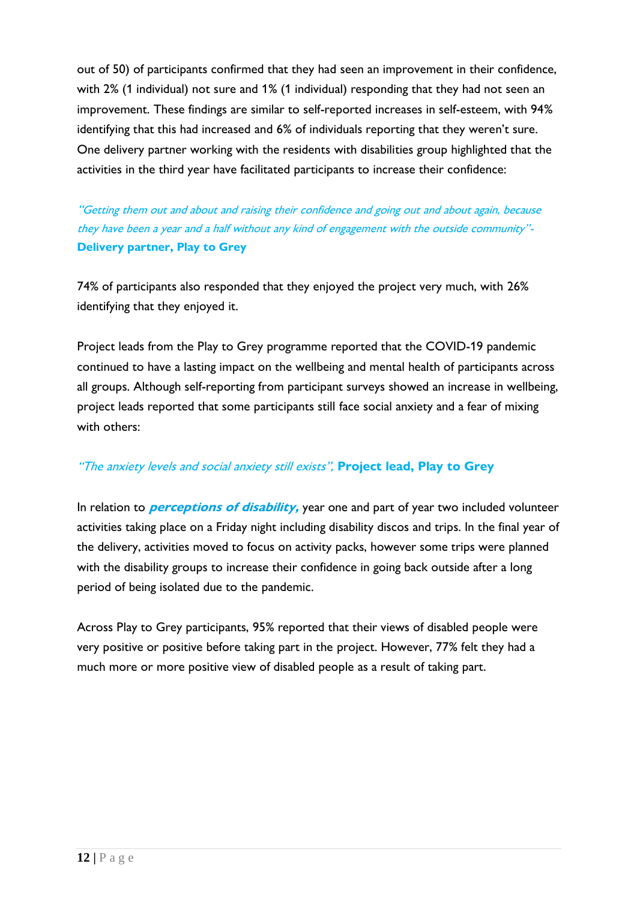out of 50) of participants confirmed that they had seen an improvement in their confidence, with 2% (1 individual) not sure and 1% (1 individual) responding that they had not seen an improvement. These findings are similar to self-reported increases in self-esteem, with 94% identifying that this had increased and 6% of individuals reporting that they weren't sure. One delivery partner working with the residents with disabilities group highlighted that the activities in the third year have facilitated participants to increase their confidence:

*"Getting them out and about and raising their confidence and going out and about again, because they have been a year and a half without any kind of engagement with the outside community"-* **Delivery partner, Play to Grey**

74% of participants also responded that they enjoyed the project very much, with 26% identifying that they enjoyed it.

Project leads from the Play to Grey programme reported that the COVID-19 pandemic continued to have a lasting impact on the wellbeing and mental health of participants across all groups. Although self-reporting from participant surveys showed an increase in wellbeing, project leads reported that some participants still face social anxiety and a fear of mixing with others:

*"The anxiety levels and social anxiety still exists",* **Project lead, Play to Grey**

In relation to ***perceptions of disability,*** year one and part of year two included volunteer activities taking place on a Friday night including disability discos and trips. In the final year of the delivery, activities moved to focus on activity packs, however some trips were planned with the disability groups to increase their confidence in going back outside after a long period of being isolated due to the pandemic.

Across Play to Grey participants, 95% reported that their views of disabled people were very positive or positive before taking part in the project. However, 77% felt they had a much more or more positive view of disabled people as a result of taking part.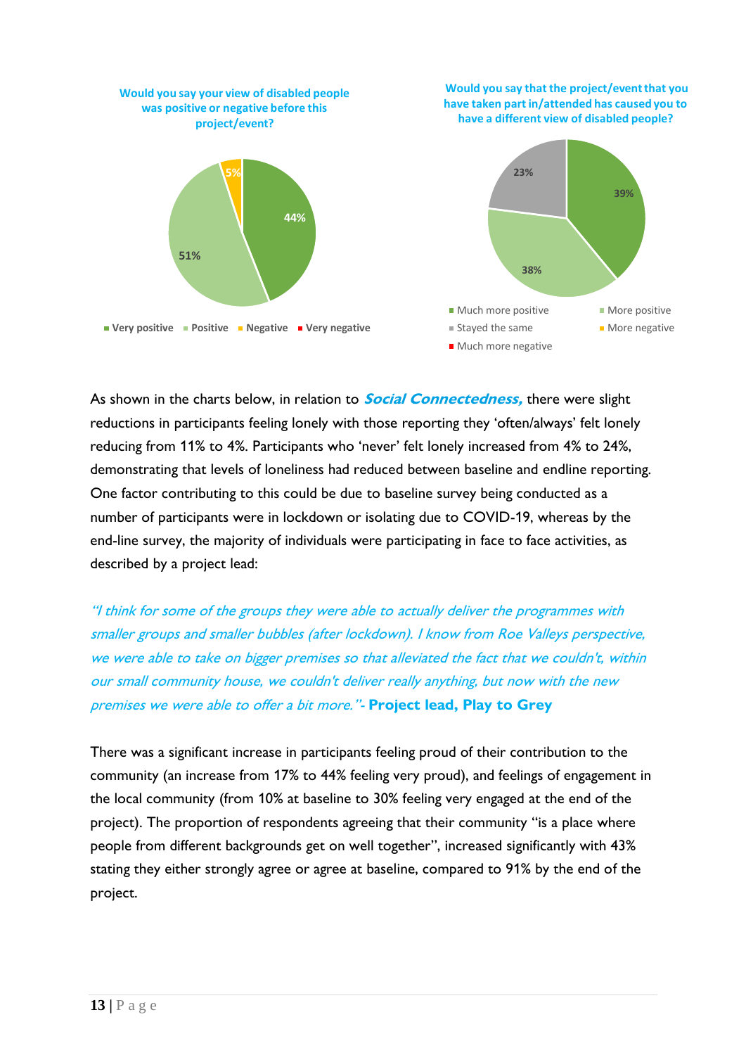**Would you say your view of disabled people was positive or negative before this project/event?**

| Response | % |
|---|---|
| Very positive | 44% |
| Positive | 51% |
| Negative | 5% |
| Very negative | |

**Would you say that the project/event that you have taken part in/attended has caused you to have a different view of disabled people?**

| Response | % |
|---|---|
| Much more positive | 39% |
| More positive | 38% |
| Stayed the same | 23% |
| More negative | |
| Much more negative | |

As shown in the charts below, in relation to ***Social Connectedness,*** there were slight reductions in participants feeling lonely with those reporting they 'often/always' felt lonely reducing from 11% to 4%. Participants who 'never' felt lonely increased from 4% to 24%, demonstrating that levels of loneliness had reduced between baseline and endline reporting. One factor contributing to this could be due to baseline survey being conducted as a number of participants were in lockdown or isolating due to COVID-19, whereas by the end-line survey, the majority of individuals were participating in face to face activities, as described by a project lead:

*"I think for some of the groups they were able to actually deliver the programmes with smaller groups and smaller bubbles (after lockdown). I know from Roe Valleys perspective, we were able to take on bigger premises so that alleviated the fact that we couldn't, within our small community house, we couldn't deliver really anything, but now with the new premises we were able to offer a bit more."-* **Project lead, Play to Grey**

There was a significant increase in participants feeling proud of their contribution to the community (an increase from 17% to 44% feeling very proud), and feelings of engagement in the local community (from 10% at baseline to 30% feeling very engaged at the end of the project). The proportion of respondents agreeing that their community "is a place where people from different backgrounds get on well together", increased significantly with 43% stating they either strongly agree or agree at baseline, compared to 91% by the end of the project.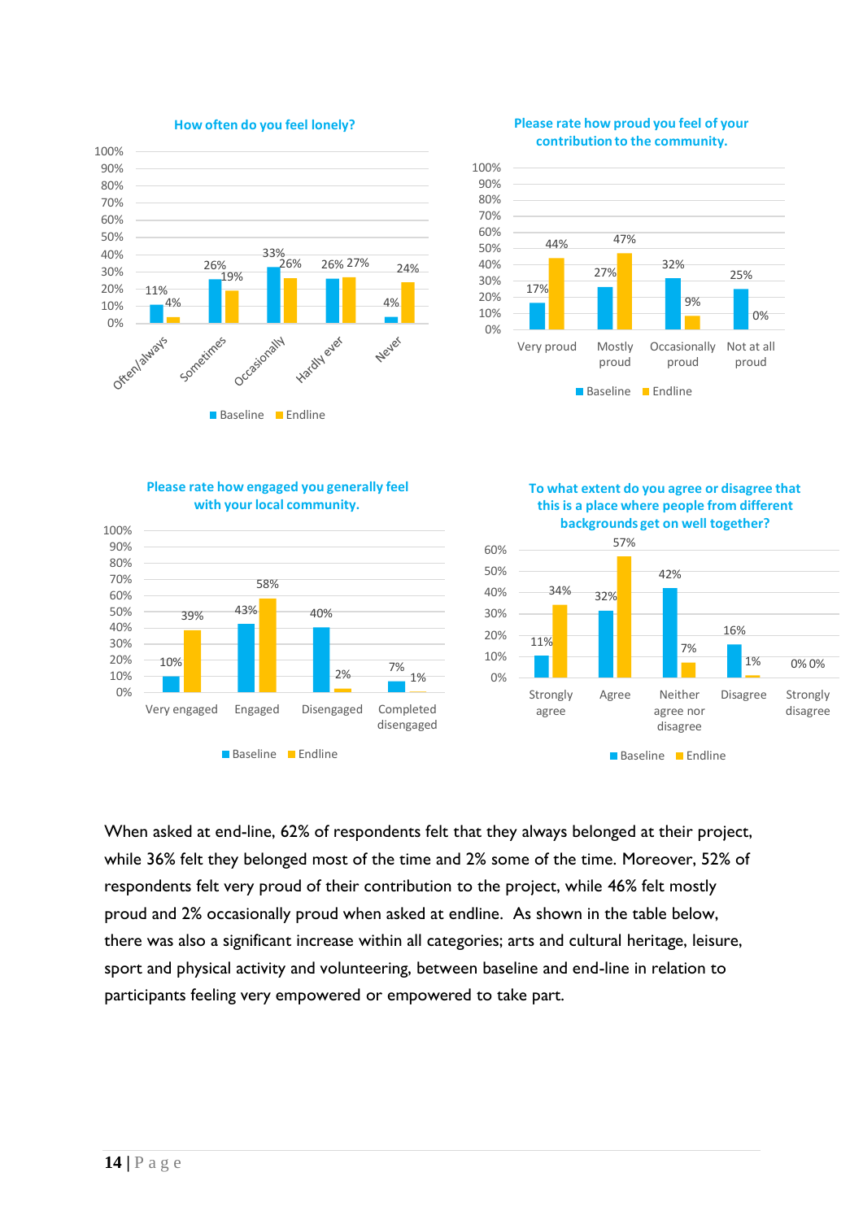**How often do you feel lonely?**

| | Often/always | Sometimes | Occasionally | Hardly ever | Never |
|---|---|---|---|---|---|
| Baseline | 11% | 26% | 33% | 26% | 4% |
| Endline | 4% | 19% | 26% | 27% | 24% |

**Please rate how proud you feel of your contribution to the community.**

| | Very proud | Mostly proud | Occasionally proud | Not at all proud |
|---|---|---|---|---|
| Baseline | 17% | 27% | 32% | 25% |
| Endline | 44% | 47% | 9% | 0% |

**Please rate how engaged you generally feel with your local community.**

| | Very engaged | Engaged | Disengaged | Completed disengaged |
|---|---|---|---|---|
| Baseline | 10% | 43% | 40% | 7% |
| Endline | 39% | 58% | 2% | 1% |

**To what extent do you agree or disagree that this is a place where people from different backgrounds get on well together?**

| | Strongly agree | Agree | Neither agree nor disagree | Disagree | Strongly disagree |
|---|---|---|---|---|---|
| Baseline | 11% | 32% | 42% | 16% | 0% |
| Endline | 34% | 57% | 7% | 1% | 0% |

When asked at end-line, 62% of respondents felt that they always belonged at their project, while 36% felt they belonged most of the time and 2% some of the time. Moreover, 52% of respondents felt very proud of their contribution to the project, while 46% felt mostly proud and 2% occasionally proud when asked at endline. As shown in the table below, there was also a significant increase within all categories; arts and cultural heritage, leisure, sport and physical activity and volunteering, between baseline and end-line in relation to participants feeling very empowered or empowered to take part.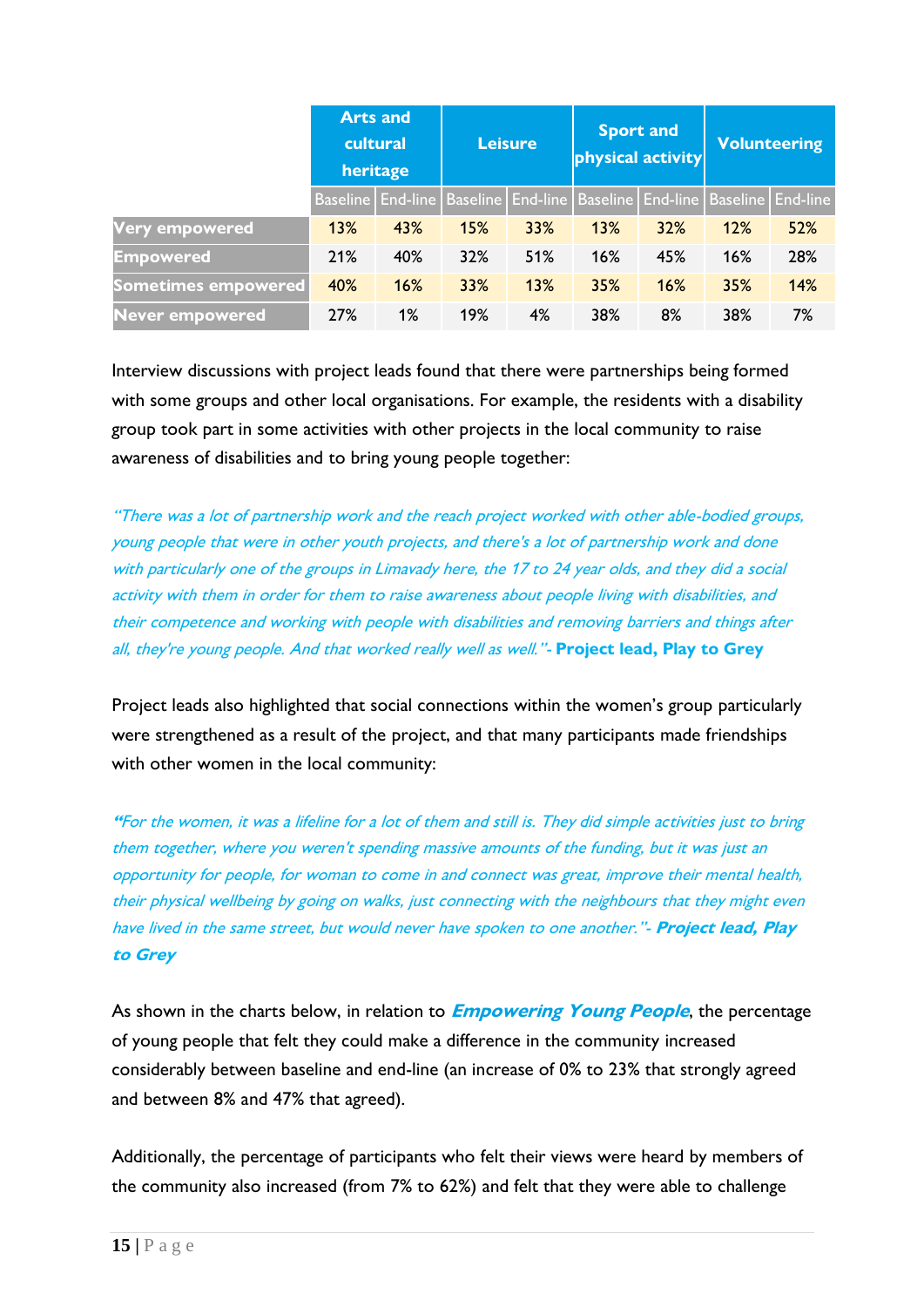| | Arts and cultural heritage | | Leisure | | Sport and physical activity | | Volunteering | |
|---|---|---|---|---|---|---|---|---|
| | Baseline | End-line | Baseline | End-line | Baseline | End-line | Baseline | End-line |
| **Very empowered** | 13% | 43% | 15% | 33% | 13% | 32% | 12% | 52% |
| **Empowered** | 21% | 40% | 32% | 51% | 16% | 45% | 16% | 28% |
| **Sometimes empowered** | 40% | 16% | 33% | 13% | 35% | 16% | 35% | 14% |
| **Never empowered** | 27% | 1% | 19% | 4% | 38% | 8% | 38% | 7% |

Interview discussions with project leads found that there were partnerships being formed with some groups and other local organisations. For example, the residents with a disability group took part in some activities with other projects in the local community to raise awareness of disabilities and to bring young people together:

*"There was a lot of partnership work and the reach project worked with other able-bodied groups, young people that were in other youth projects, and there's a lot of partnership work and done with particularly one of the groups in Limavady here, the 17 to 24 year olds, and they did a social activity with them in order for them to raise awareness about people living with disabilities, and their competence and working with people with disabilities and removing barriers and things after all, they're young people. And that worked really well as well."*- **Project lead, Play to Grey**

Project leads also highlighted that social connections within the women's group particularly were strengthened as a result of the project, and that many participants made friendships with other women in the local community:

*"For the women, it was a lifeline for a lot of them and still is. They did simple activities just to bring them together, where you weren't spending massive amounts of the funding, but it was just an opportunity for people, for woman to come in and connect was great, improve their mental health, their physical wellbeing by going on walks, just connecting with the neighbours that they might even have lived in the same street, but would never have spoken to one another."*- ***Project lead, Play to Grey***

As shown in the charts below, in relation to ***Empowering Young People***, the percentage of young people that felt they could make a difference in the community increased considerably between baseline and end-line (an increase of 0% to 23% that strongly agreed and between 8% and 47% that agreed).

Additionally, the percentage of participants who felt their views were heard by members of the community also increased (from 7% to 62%) and felt that they were able to challenge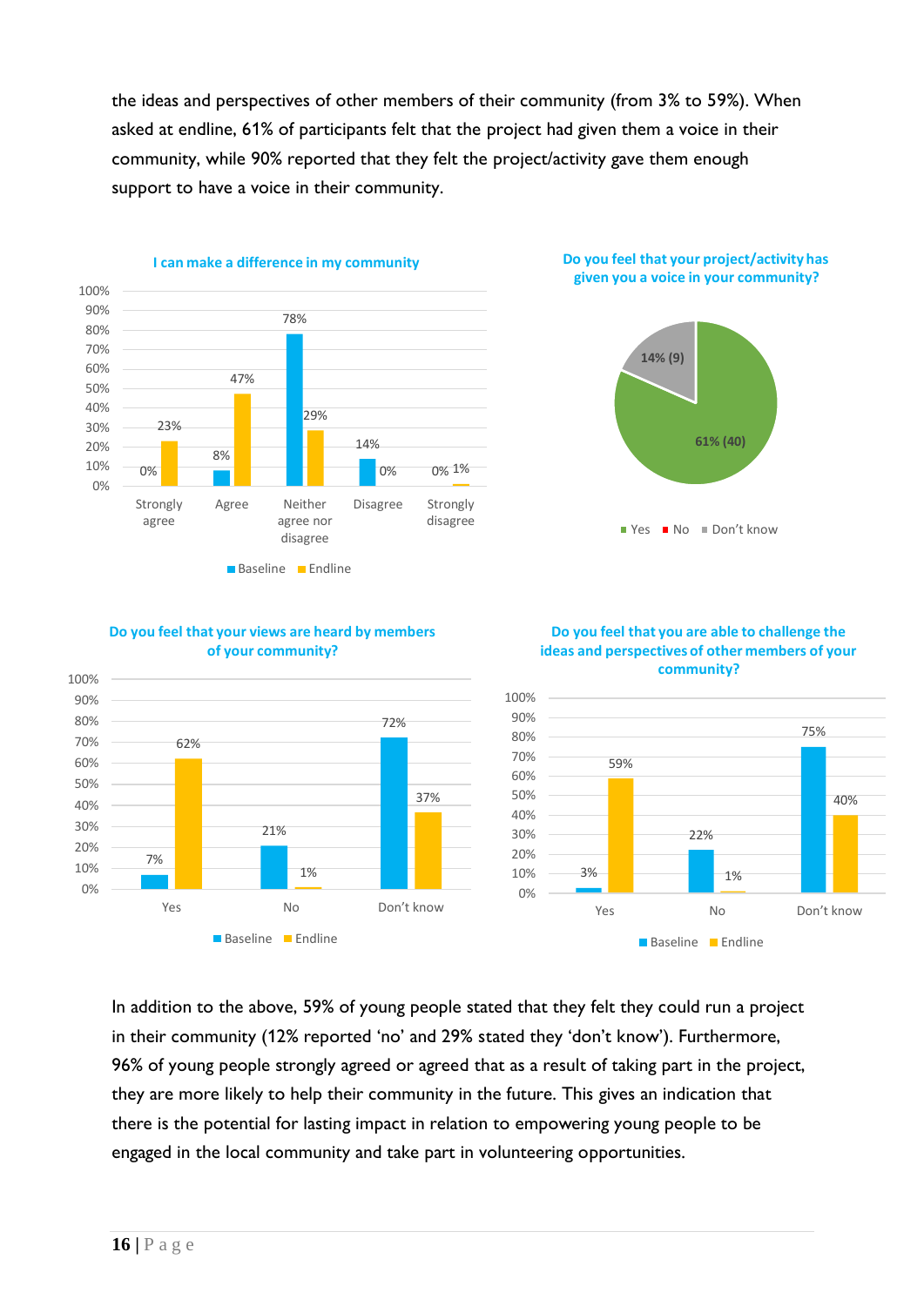the ideas and perspectives of other members of their community (from 3% to 59%). When asked at endline, 61% of participants felt that the project had given them a voice in their community, while 90% reported that they felt the project/activity gave them enough support to have a voice in their community.

**I can make a difference in my community**

| | Baseline | Endline |
|---|---|---|
| Strongly agree | 0% | 23% |
| Agree | 8% | 47% |
| Neither agree nor disagree | 78% | 29% |
| Disagree | 14% | 0% |
| Strongly disagree | 0% | 1% |

**Do you feel that your project/activity has given you a voice in your community?**

| | |
|---|---|
| Yes | 61% (40) |
| No | |
| Don't know | 14% (9) |

**Do you feel that your views are heard by members of your community?**

| | Baseline | Endline |
|---|---|---|
| Yes | 7% | 62% |
| No | 21% | 1% |
| Don't know | 72% | 37% |

**Do you feel that you are able to challenge the ideas and perspectives of other members of your community?**

| | Baseline | Endline |
|---|---|---|
| Yes | 3% | 59% |
| No | 22% | 1% |
| Don't know | 75% | 40% |

In addition to the above, 59% of young people stated that they felt they could run a project in their community (12% reported 'no' and 29% stated they 'don't know'). Furthermore, 96% of young people strongly agreed or agreed that as a result of taking part in the project, they are more likely to help their community in the future. This gives an indication that there is the potential for lasting impact in relation to empowering young people to be engaged in the local community and take part in volunteering opportunities.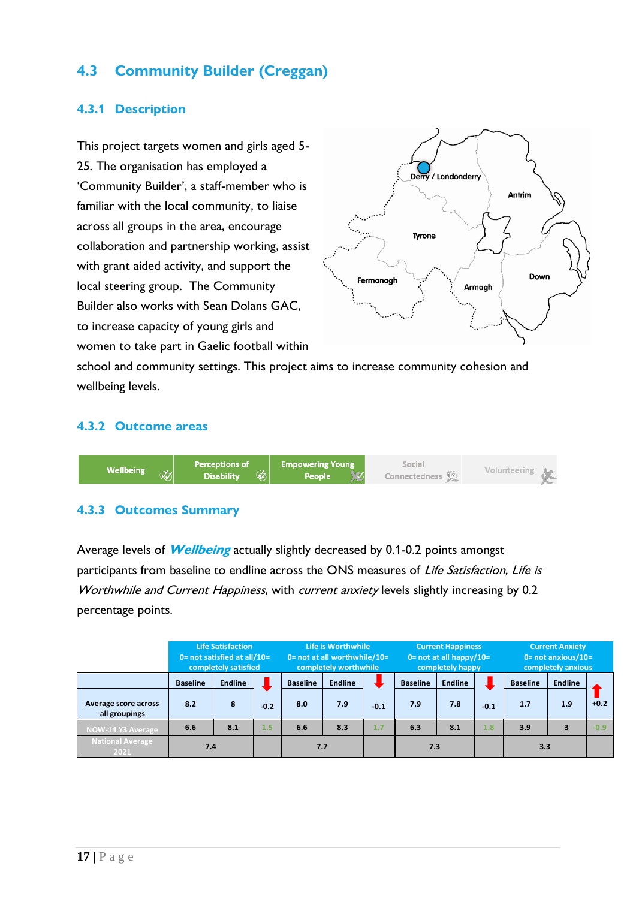## 4.3 Community Builder (Creggan)

### 4.3.1 Description

This project targets women and girls aged 5-25. The organisation has employed a 'Community Builder', a staff-member who is familiar with the local community, to liaise across all groups in the area, encourage collaboration and partnership working, assist with grant aided activity, and support the local steering group. The Community Builder also works with Sean Dolans GAC, to increase capacity of young girls and women to take part in Gaelic football within school and community settings. This project aims to increase community cohesion and wellbeing levels.

### 4.3.2 Outcome areas

| Wellbeing | Perceptions of Disability | Empowering Young People | Social Connectedness | Volunteering |
|---|---|---|---|---|

### 4.3.3 Outcomes Summary

Average levels of ***Wellbeing*** actually slightly decreased by 0.1-0.2 points amongst participants from baseline to endline across the ONS measures of *Life Satisfaction, Life is Worthwhile and Current Happiness*, with *current anxiety* levels slightly increasing by 0.2 percentage points.

| | Life Satisfaction 0= not satisfied at all/10= completely satisfied | | | Life is Worthwhile 0= not at all worthwhile/10= completely worthwhile | | | Current Happiness 0= not at all happy/10= completely happy | | | Current Anxiety 0= not anxious/10= completely anxious | | |
|---|---|---|---|---|---|---|---|---|---|---|---|---|
| | Baseline | Endline | ↓ | Baseline | Endline | ↓ | Baseline | Endline | ↓ | Baseline | Endline | ↑ |
| Average score across all groupings | 8.2 | 8 | -0.2 | 8.0 | 7.9 | -0.1 | 7.9 | 7.8 | -0.1 | 1.7 | 1.9 | +0.2 |
| NOW-14 Y3 Average | 6.6 | 8.1 | 1.5 | 6.6 | 8.3 | 1.7 | 6.3 | 8.1 | 1.8 | 3.9 | 3 | -0.9 |
| National Average 2021 | 7.4 | | | 7.7 | | | 7.3 | | | 3.3 | | |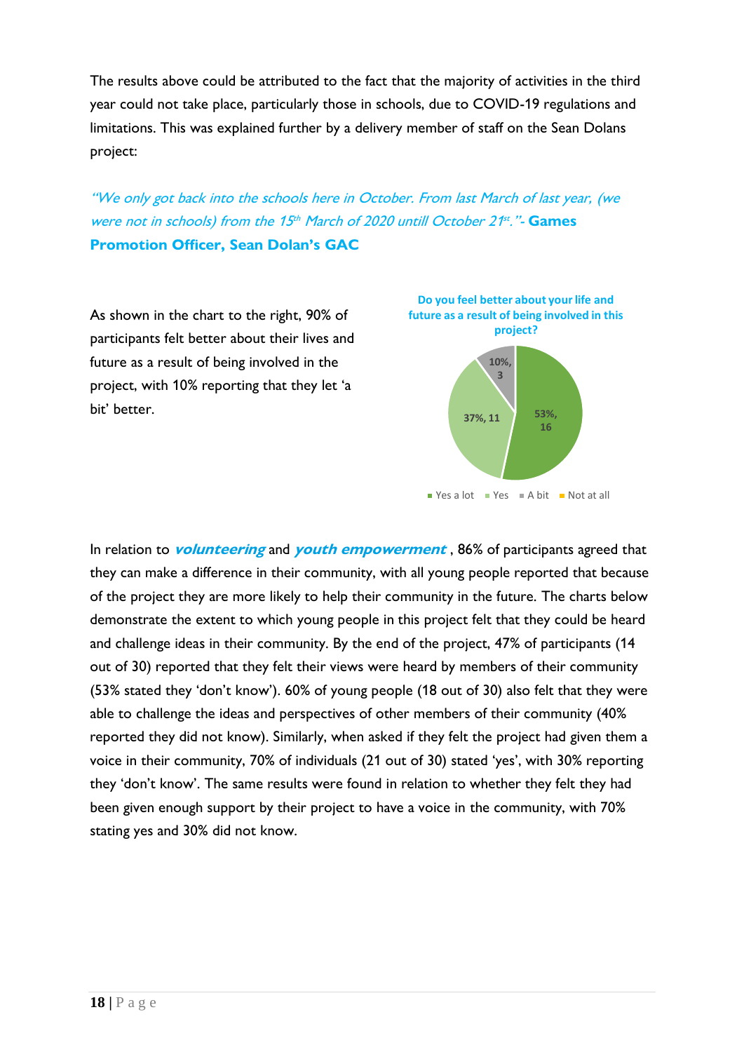The results above could be attributed to the fact that the majority of activities in the third year could not take place, particularly those in schools, due to COVID-19 regulations and limitations. This was explained further by a delivery member of staff on the Sean Dolans project:

*"We only got back into the schools here in October. From last March of last year, (we were not in schools) from the 15th March of 2020 untill October 21st."*- **Games Promotion Officer, Sean Dolan's GAC**

As shown in the chart to the right, 90% of participants felt better about their lives and future as a result of being involved in the project, with 10% reporting that they let 'a bit' better.

**Do you feel better about your life and future as a result of being involved in this project?**

| Response | Percentage | Count |
|---|---|---|
| Yes a lot | 53% | 16 |
| Yes | 37% | 11 |
| A bit | 10% | 3 |
| Not at all | | |

In relation to ***volunteering*** and ***youth empowerment*** , 86% of participants agreed that they can make a difference in their community, with all young people reported that because of the project they are more likely to help their community in the future. The charts below demonstrate the extent to which young people in this project felt that they could be heard and challenge ideas in their community. By the end of the project, 47% of participants (14 out of 30) reported that they felt their views were heard by members of their community (53% stated they 'don't know'). 60% of young people (18 out of 30) also felt that they were able to challenge the ideas and perspectives of other members of their community (40% reported they did not know). Similarly, when asked if they felt the project had given them a voice in their community, 70% of individuals (21 out of 30) stated 'yes', with 30% reporting they 'don't know'. The same results were found in relation to whether they felt they had been given enough support by their project to have a voice in the community, with 70% stating yes and 30% did not know.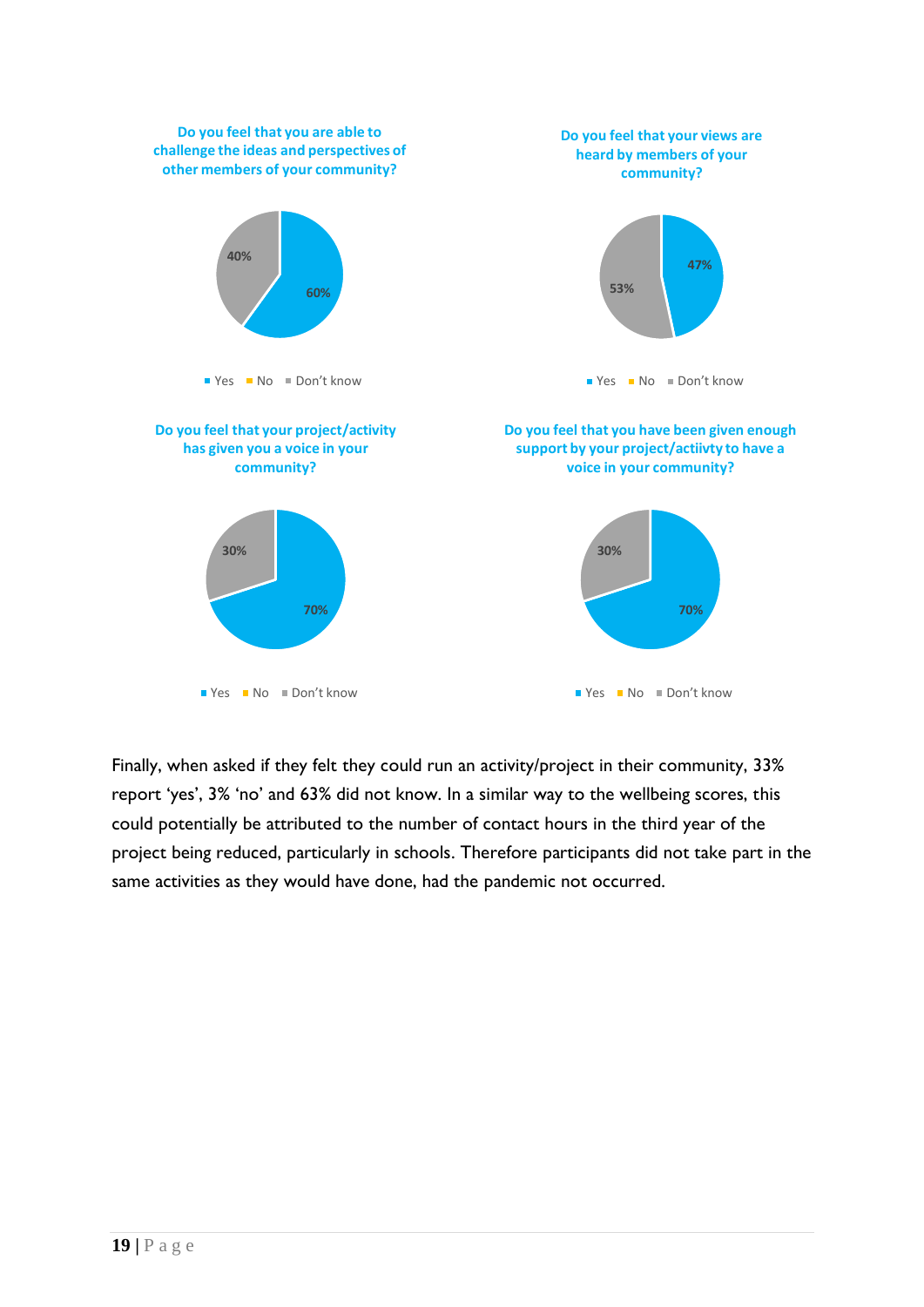**Do you feel that you are able to challenge the ideas and perspectives of other members of your community?**

| Response | % |
|---|---|
| Yes | 60% |
| No | |
| Don't know | 40% |

**Do you feel that your views are heard by members of your community?**

| Response | % |
|---|---|
| Yes | 47% |
| No | |
| Don't know | 53% |

**Do you feel that your project/activity has given you a voice in your community?**

| Response | % |
|---|---|
| Yes | 70% |
| No | |
| Don't know | 30% |

**Do you feel that you have been given enough support by your project/actiivty to have a voice in your community?**

| Response | % |
|---|---|
| Yes | 70% |
| No | |
| Don't know | 30% |

Finally, when asked if they felt they could run an activity/project in their community, 33% report 'yes', 3% 'no' and 63% did not know. In a similar way to the wellbeing scores, this could potentially be attributed to the number of contact hours in the third year of the project being reduced, particularly in schools. Therefore participants did not take part in the same activities as they would have done, had the pandemic not occurred.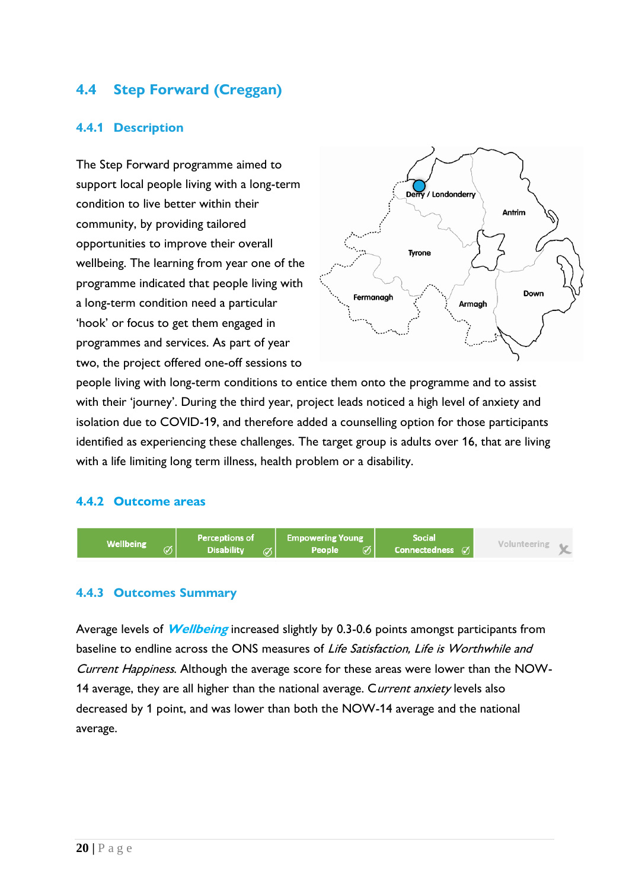## 4.4 Step Forward (Creggan)

### 4.4.1 Description

The Step Forward programme aimed to support local people living with a long-term condition to live better within their community, by providing tailored opportunities to improve their overall wellbeing. The learning from year one of the programme indicated that people living with a long-term condition need a particular 'hook' or focus to get them engaged in programmes and services. As part of year two, the project offered one-off sessions to people living with long-term conditions to entice them onto the programme and to assist with their 'journey'. During the third year, project leads noticed a high level of anxiety and isolation due to COVID-19, and therefore added a counselling option for those participants identified as experiencing these challenges. The target group is adults over 16, that are living with a life limiting long term illness, health problem or a disability.

### 4.4.2 Outcome areas

| Wellbeing ✓ | Perceptions of Disability ✓ | Empowering Young People ✓ | Social Connectedness ✓ | Volunteering ✗ |
|---|---|---|---|---|

### 4.4.3 Outcomes Summary

Average levels of ***Wellbeing*** increased slightly by 0.3-0.6 points amongst participants from baseline to endline across the ONS measures of *Life Satisfaction, Life is Worthwhile and Current Happiness*. Although the average score for these areas were lower than the NOW-14 average, they are all higher than the national average. C*urrent anxiety* levels also decreased by 1 point, and was lower than both the NOW-14 average and the national average.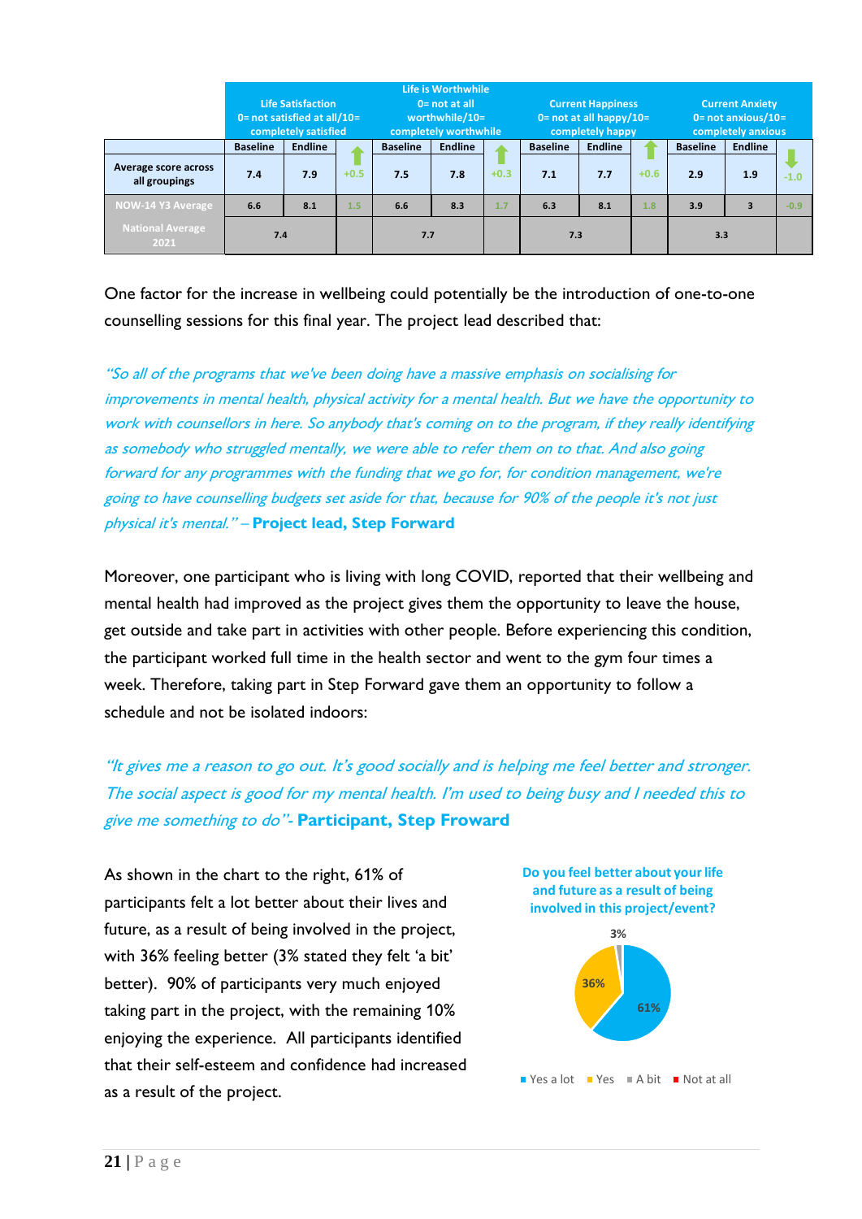| | Life Satisfaction 0= not satisfied at all/10= completely satisfied | | | Life is Worthwhile 0= not at all worthwhile/10= completely worthwhile | | | Current Happiness 0= not at all happy/10= completely happy | | | Current Anxiety 0= not anxious/10= completely anxious | | |
|---|---|---|---|---|---|---|---|---|---|---|---|---|
| | Baseline | Endline | | Baseline | Endline | | Baseline | Endline | | Baseline | Endline | |
| Average score across all groupings | 7.4 | 7.9 | +0.5 | 7.5 | 7.8 | +0.3 | 7.1 | 7.7 | +0.6 | 2.9 | 1.9 | -1.0 |
| NOW-14 Y3 Average | 6.6 | 8.1 | 1.5 | 6.6 | 8.3 | 1.7 | 6.3 | 8.1 | 1.8 | 3.9 | 3 | -0.9 |
| National Average 2021 | 7.4 | | | 7.7 | | | 7.3 | | | 3.3 | | |

One factor for the increase in wellbeing could potentially be the introduction of one-to-one counselling sessions for this final year. The project lead described that:

*"So all of the programs that we've been doing have a massive emphasis on socialising for improvements in mental health, physical activity for a mental health. But we have the opportunity to work with counsellors in here. So anybody that's coming on to the program, if they really identifying as somebody who struggled mentally, we were able to refer them on to that. And also going forward for any programmes with the funding that we go for, for condition management, we're going to have counselling budgets set aside for that, because for 90% of the people it's not just physical it's mental."* – **Project lead, Step Forward**

Moreover, one participant who is living with long COVID, reported that their wellbeing and mental health had improved as the project gives them the opportunity to leave the house, get outside and take part in activities with other people. Before experiencing this condition, the participant worked full time in the health sector and went to the gym four times a week. Therefore, taking part in Step Forward gave them an opportunity to follow a schedule and not be isolated indoors:

*"It gives me a reason to go out. It's good socially and is helping me feel better and stronger. The social aspect is good for my mental health. I'm used to being busy and I needed this to give me something to do"*- **Participant, Step Froward**

As shown in the chart to the right, 61% of participants felt a lot better about their lives and future, as a result of being involved in the project, with 36% feeling better (3% stated they felt 'a bit' better). 90% of participants very much enjoyed taking part in the project, with the remaining 10% enjoying the experience. All participants identified that their self-esteem and confidence had increased as a result of the project.

**Do you feel better about your life and future as a result of being involved in this project/event?**

| Response | % |
|---|---|
| Yes a lot | 61% |
| Yes | 36% |
| A bit | 3% |
| Not at all | |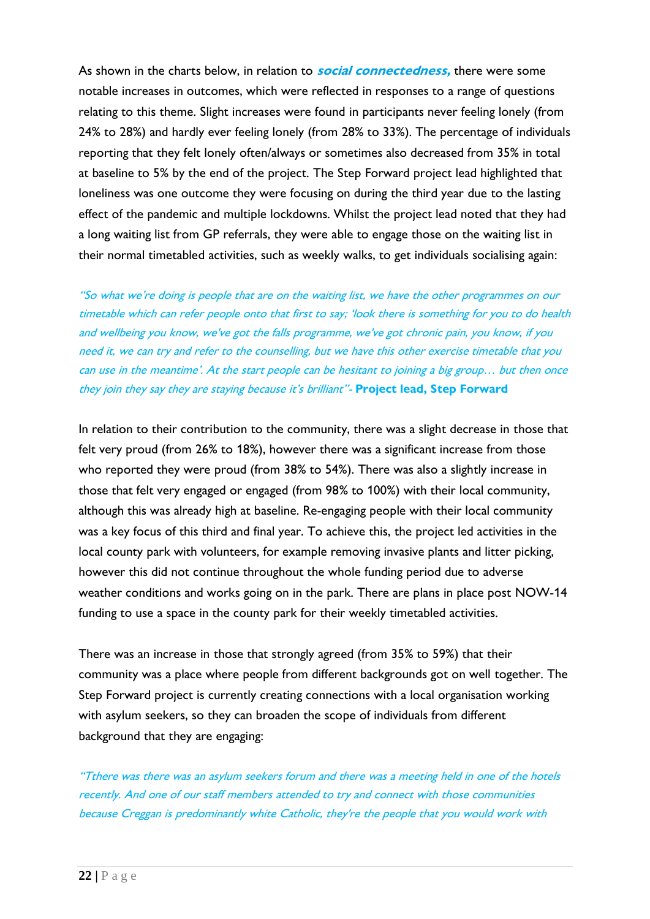As shown in the charts below, in relation to ***social connectedness,*** there were some notable increases in outcomes, which were reflected in responses to a range of questions relating to this theme. Slight increases were found in participants never feeling lonely (from 24% to 28%) and hardly ever feeling lonely (from 28% to 33%). The percentage of individuals reporting that they felt lonely often/always or sometimes also decreased from 35% in total at baseline to 5% by the end of the project. The Step Forward project lead highlighted that loneliness was one outcome they were focusing on during the third year due to the lasting effect of the pandemic and multiple lockdowns. Whilst the project lead noted that they had a long waiting list from GP referrals, they were able to engage those on the waiting list in their normal timetabled activities, such as weekly walks, to get individuals socialising again:

*"So what we're doing is people that are on the waiting list, we have the other programmes on our timetable which can refer people onto that first to say; 'look there is something for you to do health and wellbeing you know, we've got the falls programme, we've got chronic pain, you know, if you need it, we can try and refer to the counselling, but we have this other exercise timetable that you can use in the meantime'. At the start people can be hesitant to joining a big group… but then once they join they say they are staying because it's brilliant"*- **Project lead, Step Forward**

In relation to their contribution to the community, there was a slight decrease in those that felt very proud (from 26% to 18%), however there was a significant increase from those who reported they were proud (from 38% to 54%). There was also a slightly increase in those that felt very engaged or engaged (from 98% to 100%) with their local community, although this was already high at baseline. Re-engaging people with their local community was a key focus of this third and final year. To achieve this, the project led activities in the local county park with volunteers, for example removing invasive plants and litter picking, however this did not continue throughout the whole funding period due to adverse weather conditions and works going on in the park. There are plans in place post NOW-14 funding to use a space in the county park for their weekly timetabled activities.

There was an increase in those that strongly agreed (from 35% to 59%) that their community was a place where people from different backgrounds got on well together. The Step Forward project is currently creating connections with a local organisation working with asylum seekers, so they can broaden the scope of individuals from different background that they are engaging:

*"Tthere was there was an asylum seekers forum and there was a meeting held in one of the hotels recently. And one of our staff members attended to try and connect with those communities because Creggan is predominantly white Catholic, they're the people that you would work with*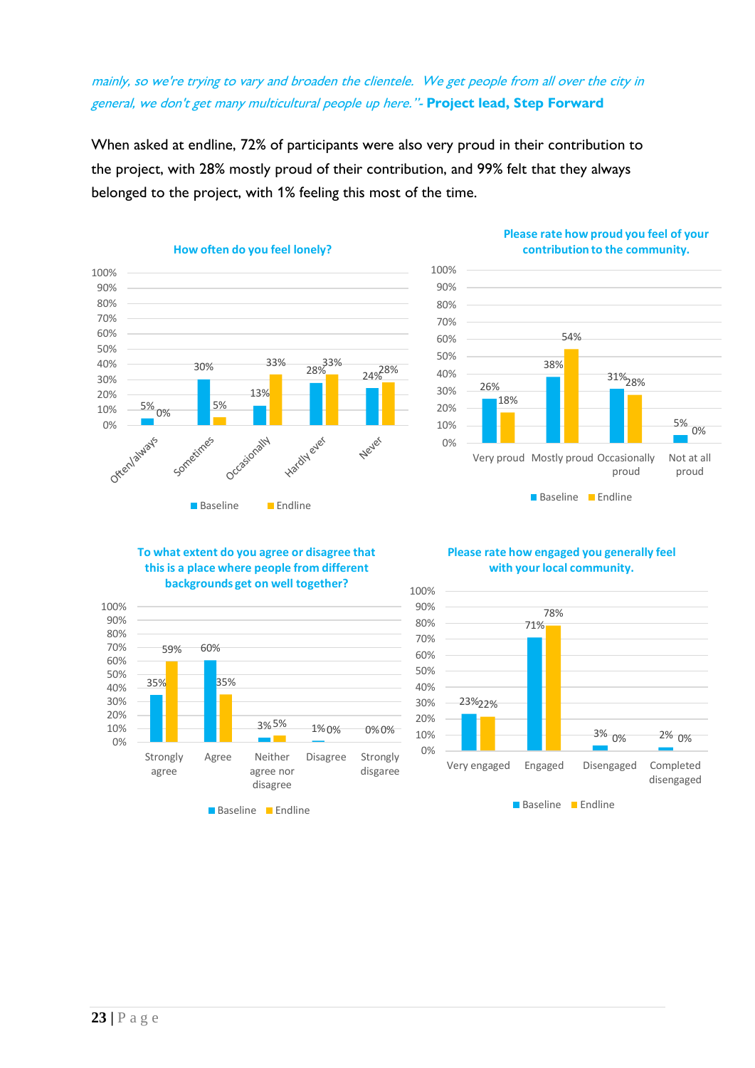*mainly, so we're trying to vary and broaden the clientele. We get people from all over the city in general, we don't get many multicultural people up here."*- **Project lead, Step Forward**

When asked at endline, 72% of participants were also very proud in their contribution to the project, with 28% mostly proud of their contribution, and 99% felt that they always belonged to the project, with 1% feeling this most of the time.

**How often do you feel lonely?**

| | Often/always | Sometimes | Occasionally | Hardly ever | Never |
|---|---|---|---|---|---|
| Baseline | 5% | 30% | 13% | 28% | 24% |
| Endline | 0% | 5% | 33% | 33% | 28% |

**Please rate how proud you feel of your contribution to the community.**

| | Very proud | Mostly proud | Occasionally proud | Not at all proud |
|---|---|---|---|---|
| Baseline | 26% | 38% | 31% | 5% |
| Endline | 18% | 54% | 28% | 0% |

**To what extent do you agree or disagree that this is a place where people from different backgrounds get on well together?**

| | Strongly agree | Agree | Neither agree nor disagree | Disagree | Strongly disagree |
|---|---|---|---|---|---|
| Baseline | 35% | 60% | 3% | 1% | 0% |
| Endline | 59% | 35% | 5% | 0% | 0% |

**Please rate how engaged you generally feel with your local community.**

| | Very engaged | Engaged | Disengaged | Completed disengaged |
|---|---|---|---|---|
| Baseline | 23% | 71% | 3% | 2% |
| Endline | 22% | 78% | 0% | 0% |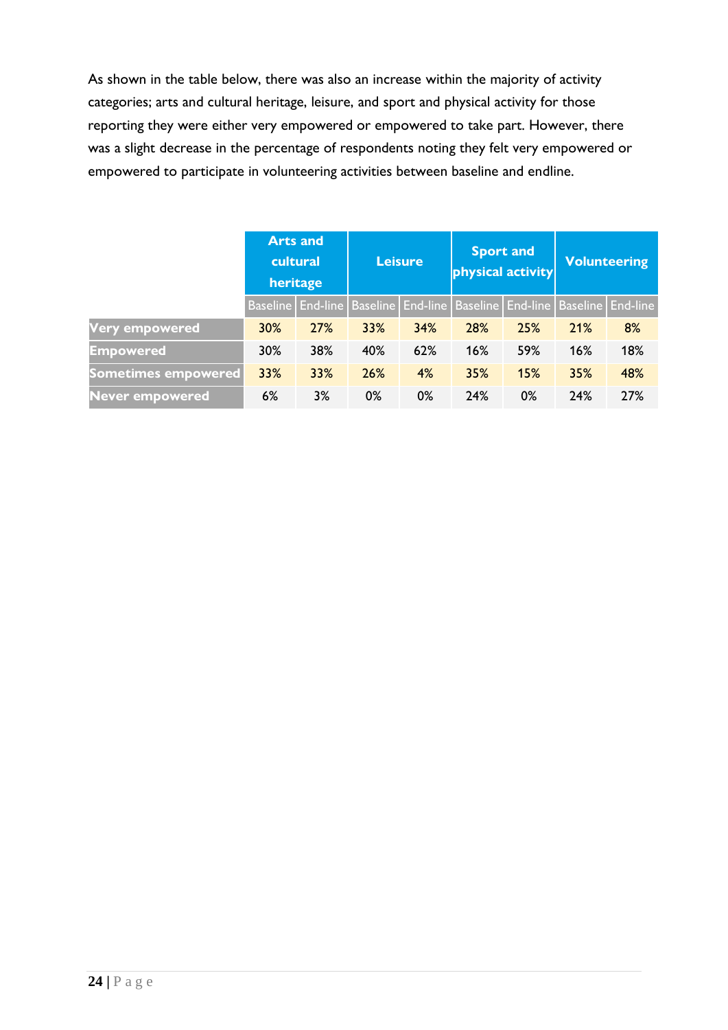As shown in the table below, there was also an increase within the majority of activity categories; arts and cultural heritage, leisure, and sport and physical activity for those reporting they were either very empowered or empowered to take part. However, there was a slight decrease in the percentage of respondents noting they felt very empowered or empowered to participate in volunteering activities between baseline and endline.

| | Arts and cultural heritage | | Leisure | | Sport and physical activity | | Volunteering | |
|---|---|---|---|---|---|---|---|---|
| | Baseline | End-line | Baseline | End-line | Baseline | End-line | Baseline | End-line |
| **Very empowered** | 30% | 27% | 33% | 34% | 28% | 25% | 21% | 8% |
| **Empowered** | 30% | 38% | 40% | 62% | 16% | 59% | 16% | 18% |
| **Sometimes empowered** | 33% | 33% | 26% | 4% | 35% | 15% | 35% | 48% |
| **Never empowered** | 6% | 3% | 0% | 0% | 24% | 0% | 24% | 27% |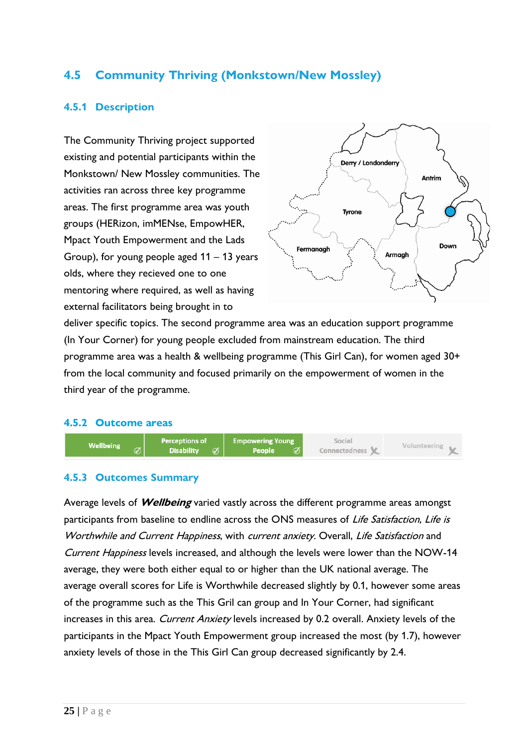## 4.5 Community Thriving (Monkstown/New Mossley)

### 4.5.1 Description

The Community Thriving project supported existing and potential participants within the Monkstown/ New Mossley communities. The activities ran across three key programme areas. The first programme area was youth groups (HERizon, imMENse, EmpowHER, Mpact Youth Empowerment and the Lads Group), for young people aged 11 – 13 years olds, where they recieved one to one mentoring where required, as well as having external facilitators being brought in to deliver specific topics. The second programme area was an education support programme (In Your Corner) for young people excluded from mainstream education. The third programme area was a health & wellbeing programme (This Girl Can), for women aged 30+ from the local community and focused primarily on the empowerment of women in the third year of the programme.

### 4.5.2 Outcome areas

| Wellbeing ✓ | Perceptions of Disability ✓ | Empowering Young People ✓ | Social Connectedness ✗ | Volunteering ✗ |
|---|---|---|---|---|

### 4.5.3 Outcomes Summary

Average levels of ***Wellbeing*** varied vastly across the different programme areas amongst participants from baseline to endline across the ONS measures of *Life Satisfaction, Life is Worthwhile and Current Happiness*, with *current anxiety.* Overall, *Life Satisfaction* and *Current Happiness* levels increased, and although the levels were lower than the NOW-14 average, they were both either equal to or higher than the UK national average. The average overall scores for Life is Worthwhile decreased slightly by 0.1, however some areas of the programme such as the This Gril can group and In Your Corner, had significant increases in this area. *Current Anxiety* levels increased by 0.2 overall. Anxiety levels of the participants in the Mpact Youth Empowerment group increased the most (by 1.7), however anxiety levels of those in the This Girl Can group decreased significantly by 2.4.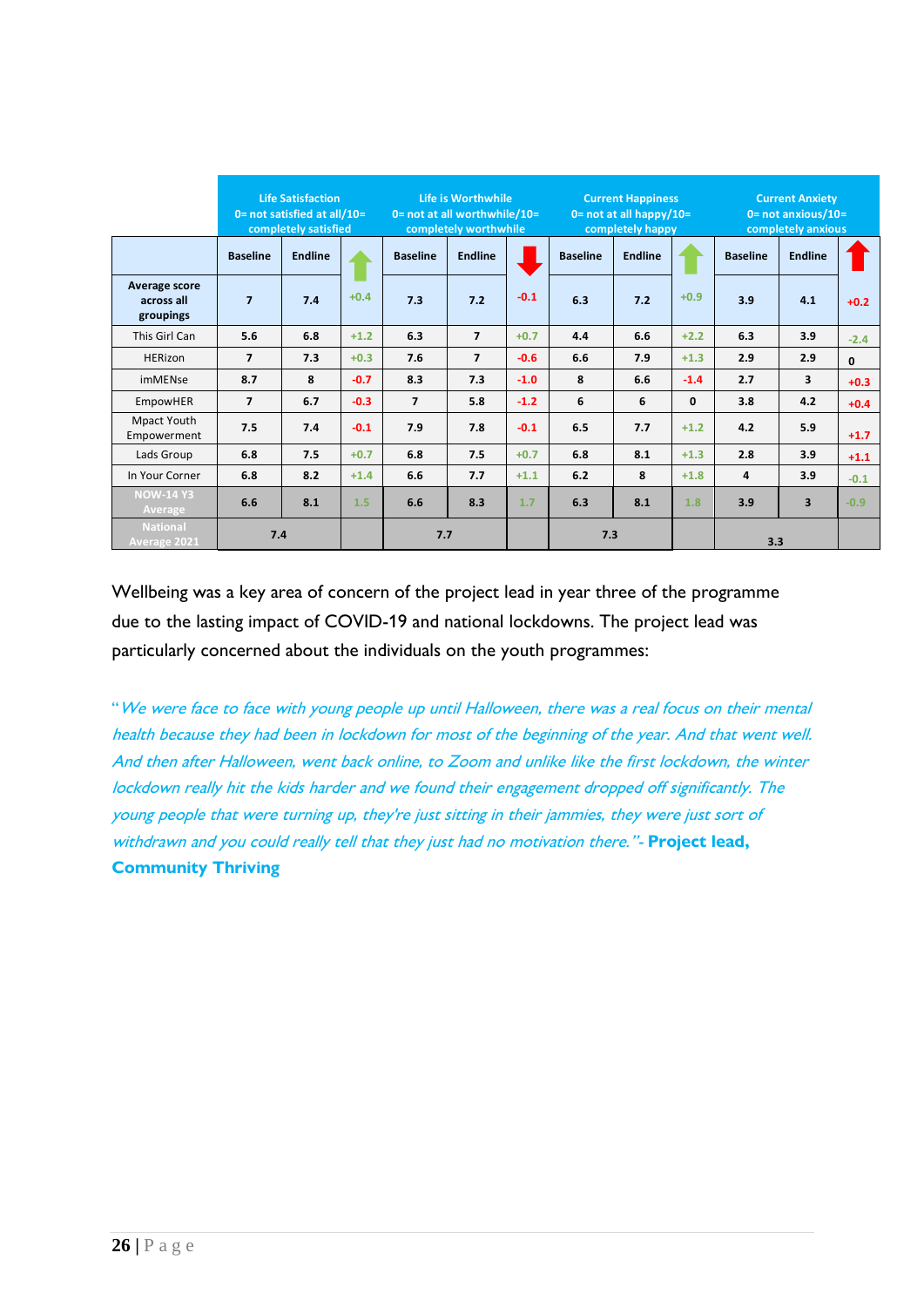| | Life Satisfaction 0= not satisfied at all/10= completely satisfied | | | Life is Worthwhile 0= not at all worthwhile/10= completely worthwhile | | | Current Happiness 0= not at all happy/10= completely happy | | | Current Anxiety 0= not anxious/10= completely anxious | | |
|---|---|---|---|---|---|---|---|---|---|---|---|---|
| | Baseline | Endline | | Baseline | Endline | | Baseline | Endline | | Baseline | Endline | |
| Average score across all groupings | 7 | 7.4 | +0.4 | 7.3 | 7.2 | -0.1 | 6.3 | 7.2 | +0.9 | 3.9 | 4.1 | +0.2 |
| This Girl Can | 5.6 | 6.8 | +1.2 | 6.3 | 7 | +0.7 | 4.4 | 6.6 | +2.2 | 6.3 | 3.9 | -2.4 |
| HERizon | 7 | 7.3 | +0.3 | 7.6 | 7 | -0.6 | 6.6 | 7.9 | +1.3 | 2.9 | 2.9 | 0 |
| imMENse | 8.7 | 8 | -0.7 | 8.3 | 7.3 | -1.0 | 8 | 6.6 | -1.4 | 2.7 | 3 | +0.3 |
| EmpowHER | 7 | 6.7 | -0.3 | 7 | 5.8 | -1.2 | 6 | 6 | 0 | 3.8 | 4.2 | +0.4 |
| Mpact Youth Empowerment | 7.5 | 7.4 | -0.1 | 7.9 | 7.8 | -0.1 | 6.5 | 7.7 | +1.2 | 4.2 | 5.9 | +1.7 |
| Lads Group | 6.8 | 7.5 | +0.7 | 6.8 | 7.5 | +0.7 | 6.8 | 8.1 | +1.3 | 2.8 | 3.9 | +1.1 |
| In Your Corner | 6.8 | 8.2 | +1.4 | 6.6 | 7.7 | +1.1 | 6.2 | 8 | +1.8 | 4 | 3.9 | -0.1 |
| NOW-14 Y3 Average | 6.6 | 8.1 | 1.5 | 6.6 | 8.3 | 1.7 | 6.3 | 8.1 | 1.8 | 3.9 | 3 | -0.9 |
| National Average 2021 | 7.4 | | | 7.7 | | | 7.3 | | | 3.3 | | |

Wellbeing was a key area of concern of the project lead in year three of the programme due to the lasting impact of COVID-19 and national lockdowns. The project lead was particularly concerned about the individuals on the youth programmes:

*"We were face to face with young people up until Halloween, there was a real focus on their mental health because they had been in lockdown for most of the beginning of the year. And that went well. And then after Halloween, went back online, to Zoom and unlike like the first lockdown, the winter lockdown really hit the kids harder and we found their engagement dropped off significantly. The young people that were turning up, they're just sitting in their jammies, they were just sort of withdrawn and you could really tell that they just had no motivation there."*- **Project lead, Community Thriving**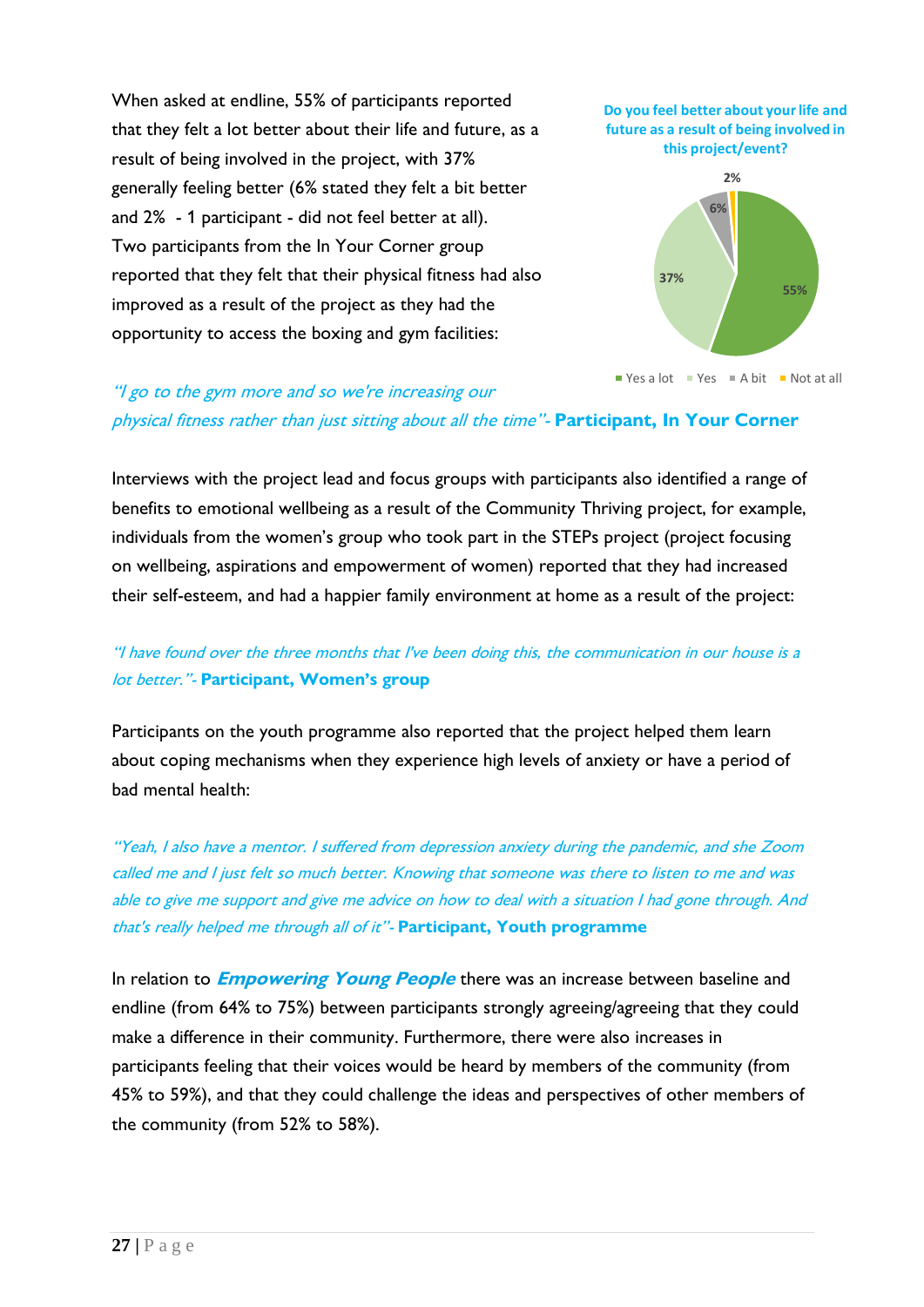When asked at endline, 55% of participants reported that they felt a lot better about their life and future, as a result of being involved in the project, with 37% generally feeling better (6% stated they felt a bit better and 2% - 1 participant - did not feel better at all). Two participants from the In Your Corner group reported that they felt that their physical fitness had also improved as a result of the project as they had the opportunity to access the boxing and gym facilities:

**Do you feel better about your life and future as a result of being involved in this project/event?**

| Response | % |
|---|---|
| Yes a lot | 55% |
| Yes | 37% |
| A bit | 6% |
| Not at all | 2% |

*"I go to the gym more and so we're increasing our physical fitness rather than just sitting about all the time"*- **Participant, In Your Corner**

Interviews with the project lead and focus groups with participants also identified a range of benefits to emotional wellbeing as a result of the Community Thriving project, for example, individuals from the women's group who took part in the STEPs project (project focusing on wellbeing, aspirations and empowerment of women) reported that they had increased their self-esteem, and had a happier family environment at home as a result of the project:

*"I have found over the three months that I've been doing this, the communication in our house is a lot better."*- **Participant, Women's group**

Participants on the youth programme also reported that the project helped them learn about coping mechanisms when they experience high levels of anxiety or have a period of bad mental health:

*"Yeah, I also have a mentor. I suffered from depression anxiety during the pandemic, and she Zoom called me and I just felt so much better. Knowing that someone was there to listen to me and was able to give me support and give me advice on how to deal with a situation I had gone through. And that's really helped me through all of it"*- **Participant, Youth programme**

In relation to ***Empowering Young People*** there was an increase between baseline and endline (from 64% to 75%) between participants strongly agreeing/agreeing that they could make a difference in their community. Furthermore, there were also increases in participants feeling that their voices would be heard by members of the community (from 45% to 59%), and that they could challenge the ideas and perspectives of other members of the community (from 52% to 58%).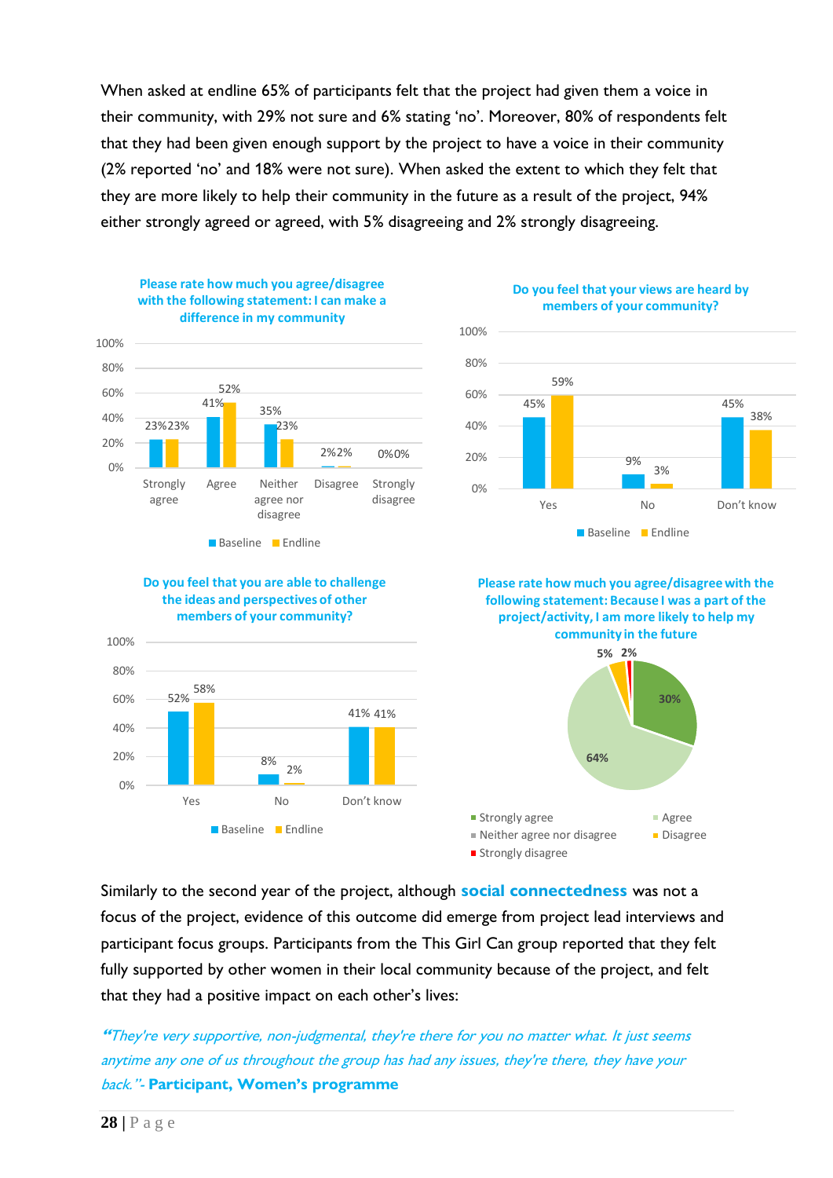When asked at endline 65% of participants felt that the project had given them a voice in their community, with 29% not sure and 6% stating 'no'. Moreover, 80% of respondents felt that they had been given enough support by the project to have a voice in their community (2% reported 'no' and 18% were not sure). When asked the extent to which they felt that they are more likely to help their community in the future as a result of the project, 94% either strongly agreed or agreed, with 5% disagreeing and 2% strongly disagreeing.

**Please rate how much you agree/disagree with the following statement: I can make a difference in my community**

| | Strongly agree | Agree | Neither agree nor disagree | Disagree | Strongly disagree |
|---|---|---|---|---|---|
| Baseline | 23% | 41% | 35% | 2% | 0% |
| Endline | 23% | 52% | 23% | 2% | 0% |

**Do you feel that your views are heard by members of your community?**

| | Yes | No | Don't know |
|---|---|---|---|
| Baseline | 45% | 9% | 45% |
| Endline | 59% | 3% | 38% |

**Do you feel that you are able to challenge the ideas and perspectives of other members of your community?**

| | Yes | No | Don't know |
|---|---|---|---|
| Baseline | 52% | 8% | 41% |
| Endline | 58% | 2% | 41% |

**Please rate how much you agree/disagree with the following statement: Because I was a part of the project/activity, I am more likely to help my community in the future**

| Response | % |
|---|---|
| Strongly agree | 30% |
| Agree | 64% |
| Neither agree nor disagree | |
| Disagree | 5% |
| Strongly disagree | 2% |

Similarly to the second year of the project, although **social connectedness** was not a focus of the project, evidence of this outcome did emerge from project lead interviews and participant focus groups. Participants from the This Girl Can group reported that they felt fully supported by other women in their local community because of the project, and felt that they had a positive impact on each other's lives:

*"They're very supportive, non-judgmental, they're there for you no matter what. It just seems anytime any one of us throughout the group has had any issues, they're there, they have your back."*- **Participant, Women's programme**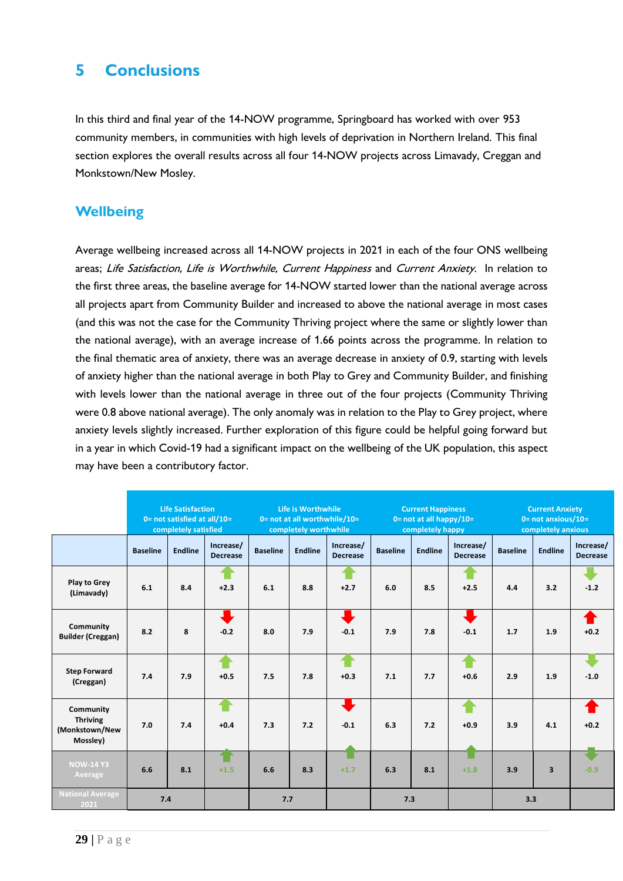# 5 Conclusions

In this third and final year of the 14-NOW programme, Springboard has worked with over 953 community members, in communities with high levels of deprivation in Northern Ireland. This final section explores the overall results across all four 14-NOW projects across Limavady, Creggan and Monkstown/New Mosley.

## Wellbeing

Average wellbeing increased across all 14-NOW projects in 2021 in each of the four ONS wellbeing areas; *Life Satisfaction, Life is Worthwhile, Current Happiness* and *Current Anxiety.* In relation to the first three areas, the baseline average for 14-NOW started lower than the national average across all projects apart from Community Builder and increased to above the national average in most cases (and this was not the case for the Community Thriving project where the same or slightly lower than the national average), with an average increase of 1.66 points across the programme. In relation to the final thematic area of anxiety, there was an average decrease in anxiety of 0.9, starting with levels of anxiety higher than the national average in both Play to Grey and Community Builder, and finishing with levels lower than the national average in three out of the four projects (Community Thriving were 0.8 above national average). The only anomaly was in relation to the Play to Grey project, where anxiety levels slightly increased. Further exploration of this figure could be helpful going forward but in a year in which Covid-19 had a significant impact on the wellbeing of the UK population, this aspect may have been a contributory factor.

| | Life Satisfaction 0= not satisfied at all/10= completely satisfied | | | Life is Worthwhile 0= not at all worthwhile/10= completely worthwhile | | | Current Happiness 0= not at all happy/10= completely happy | | | Current Anxiety 0= not anxious/10= completely anxious | | |
|---|---|---|---|---|---|---|---|---|---|---|---|---|
| | Baseline | Endline | Increase/ Decrease | Baseline | Endline | Increase/ Decrease | Baseline | Endline | Increase/ Decrease | Baseline | Endline | Increase/ Decrease |
| Play to Grey (Limavady) | 6.1 | 8.4 | +2.3 | 6.1 | 8.8 | +2.7 | 6.0 | 8.5 | +2.5 | 4.4 | 3.2 | -1.2 |
| Community Builder (Creggan) | 8.2 | 8 | -0.2 | 8.0 | 7.9 | -0.1 | 7.9 | 7.8 | -0.1 | 1.7 | 1.9 | +0.2 |
| Step Forward (Creggan) | 7.4 | 7.9 | +0.5 | 7.5 | 7.8 | +0.3 | 7.1 | 7.7 | +0.6 | 2.9 | 1.9 | -1.0 |
| Community Thriving (Monkstown/New Mossley) | 7.0 | 7.4 | +0.4 | 7.3 | 7.2 | -0.1 | 6.3 | 7.2 | +0.9 | 3.9 | 4.1 | +0.2 |
| NOW-14 Y3 Average | 6.6 | 8.1 | +1.5 | 6.6 | 8.3 | +1.7 | 6.3 | 8.1 | +1.8 | 3.9 | 3 | -0.9 |
| National Average 2021 | 7.4 | | | 7.7 | | | 7.3 | | | 3.3 | | |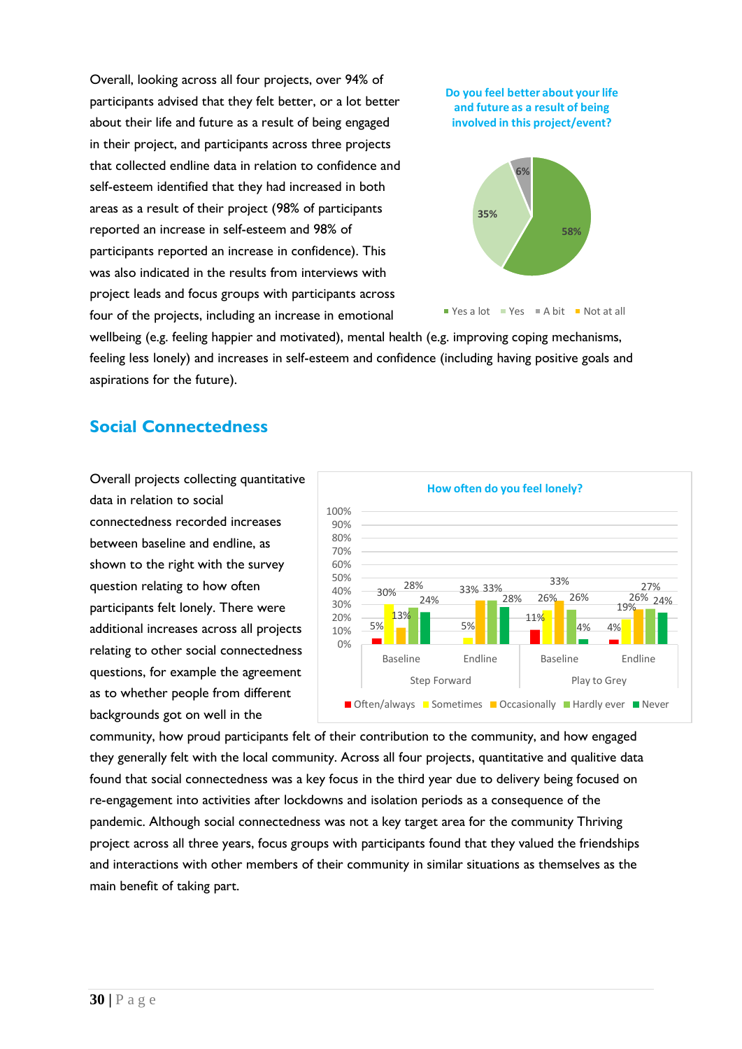Overall, looking across all four projects, over 94% of participants advised that they felt better, or a lot better about their life and future as a result of being engaged in their project, and participants across three projects that collected endline data in relation to confidence and self-esteem identified that they had increased in both areas as a result of their project (98% of participants reported an increase in self-esteem and 98% of participants reported an increase in confidence). This was also indicated in the results from interviews with project leads and focus groups with participants across four of the projects, including an increase in emotional wellbeing (e.g. feeling happier and motivated), mental health (e.g. improving coping mechanisms, feeling less lonely) and increases in self-esteem and confidence (including having positive goals and aspirations for the future).

**Do you feel better about your life and future as a result of being involved in this project/event?**

| Response | % |
|---|---|
| Yes a lot | 58% |
| Yes | 35% |
| A bit | 6% |
| Not at all | |

## Social Connectedness

Overall projects collecting quantitative data in relation to social connectedness recorded increases between baseline and endline, as shown to the right with the survey question relating to how often participants felt lonely. There were additional increases across all projects relating to other social connectedness questions, for example the agreement as to whether people from different backgrounds got on well in the community, how proud participants felt of their contribution to the community, and how engaged they generally felt with the local community. Across all four projects, quantitative and qualitive data found that social connectedness was a key focus in the third year due to delivery being focused on re-engagement into activities after lockdowns and isolation periods as a consequence of the pandemic. Although social connectedness was not a key target area for the community Thriving project across all three years, focus groups with participants found that they valued the friendships and interactions with other members of their community in similar situations as themselves as the main benefit of taking part.

**How often do you feel lonely?**

| | Step Forward Baseline | Step Forward Endline | Play to Grey Baseline | Play to Grey Endline |
|---|---|---|---|---|
| Often/always | 5% | | 11% | 4% |
| Sometimes | 30% | 5% | 26% | 19% |
| Occasionally | 13% | 33% | 33% | 26% |
| Hardly ever | 28% | 33% | 26% | 27% |
| Never | 24% | 28% | 4% | 24% |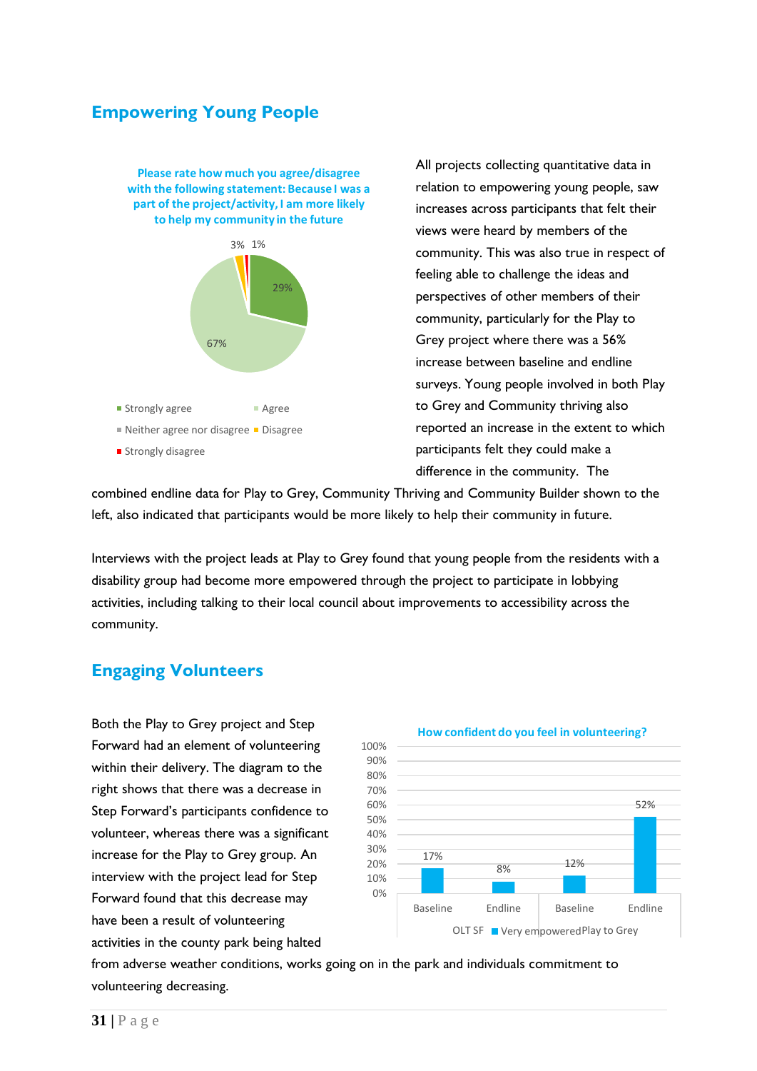## Empowering Young People

**Please rate how much you agree/disagree with the following statement: Because I was a part of the project/activity, I am more likely to help my community in the future**

| Response | % |
|---|---|
| Strongly agree | 29% |
| Agree | 67% |
| Neither agree nor disagree | |
| Disagree | 3% |
| Strongly disagree | 1% |

All projects collecting quantitative data in relation to empowering young people, saw increases across participants that felt their views were heard by members of the community. This was also true in respect of feeling able to challenge the ideas and perspectives of other members of their community, particularly for the Play to Grey project where there was a 56% increase between baseline and endline surveys. Young people involved in both Play to Grey and Community thriving also reported an increase in the extent to which participants felt they could make a difference in the community. The combined endline data for Play to Grey, Community Thriving and Community Builder shown to the left, also indicated that participants would be more likely to help their community in future.

Interviews with the project leads at Play to Grey found that young people from the residents with a disability group had become more empowered through the project to participate in lobbying activities, including talking to their local council about improvements to accessibility across the community.

## Engaging Volunteers

Both the Play to Grey project and Step Forward had an element of volunteering within their delivery. The diagram to the right shows that there was a decrease in Step Forward's participants confidence to volunteer, whereas there was a significant increase for the Play to Grey group. An interview with the project lead for Step Forward found that this decrease may have been a result of volunteering activities in the county park being halted from adverse weather conditions, works going on in the park and individuals commitment to volunteering decreasing.

**How confident do you feel in volunteering?**

| | OLT SF Baseline | OLT SF Endline | Play to Grey Baseline | Play to Grey Endline |
|---|---|---|---|---|
| Very empowered | 17% | 8% | 12% | 52% |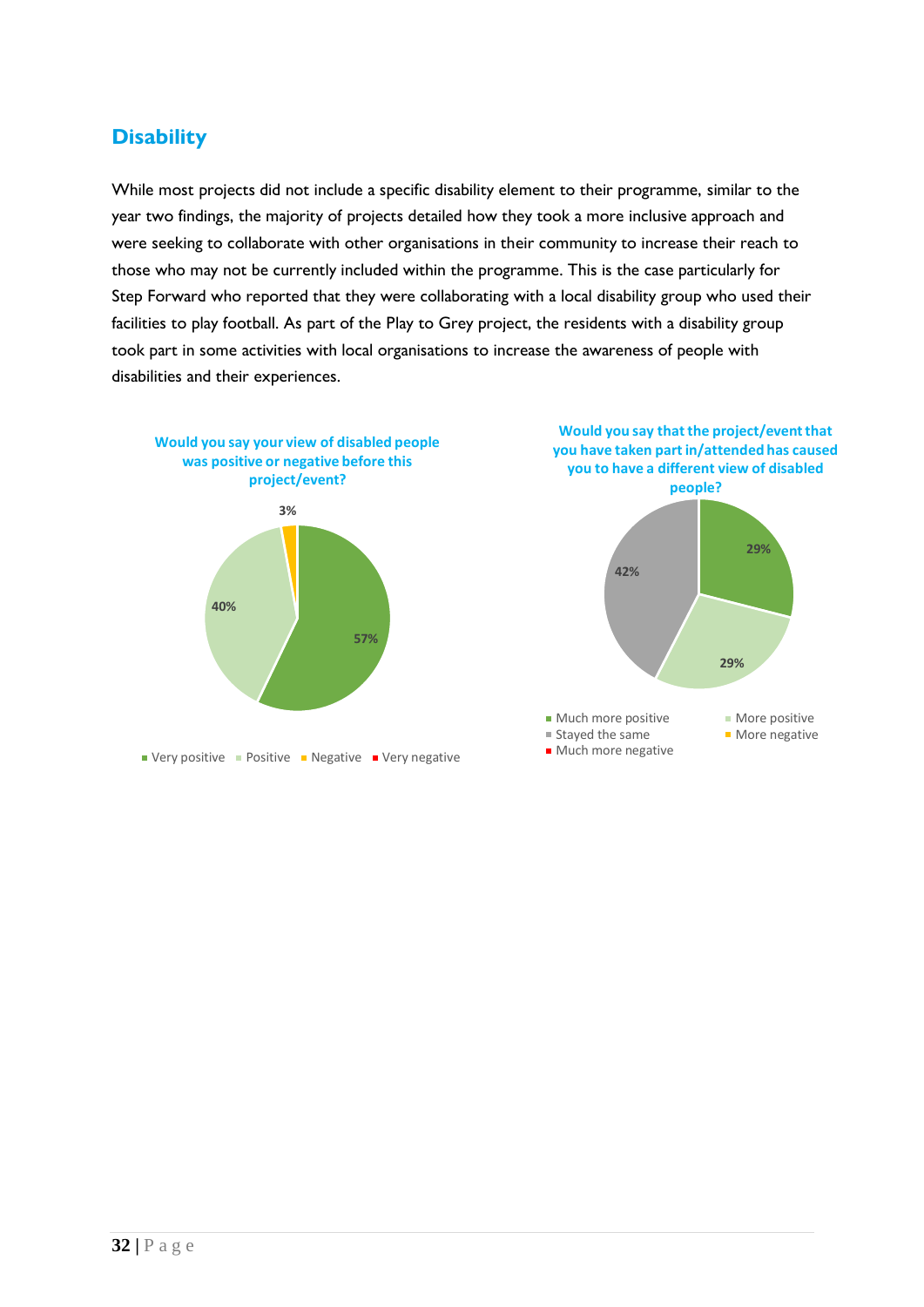## Disability

While most projects did not include a specific disability element to their programme, similar to the year two findings, the majority of projects detailed how they took a more inclusive approach and were seeking to collaborate with other organisations in their community to increase their reach to those who may not be currently included within the programme. This is the case particularly for Step Forward who reported that they were collaborating with a local disability group who used their facilities to play football. As part of the Play to Grey project, the residents with a disability group took part in some activities with local organisations to increase the awareness of people with disabilities and their experiences.

**Would you say your view of disabled people was positive or negative before this project/event?**

| Response | Percentage |
|---|---|
| Very positive | 57% |
| Positive | 40% |
| Negative | 3% |
| Very negative | |

**Would you say that the project/event that you have taken part in/attended has caused you to have a different view of disabled people?**

| Response | Percentage |
|---|---|
| Much more positive | 29% |
| More positive | 29% |
| Stayed the same | 42% |
| More negative | |
| Much more negative | |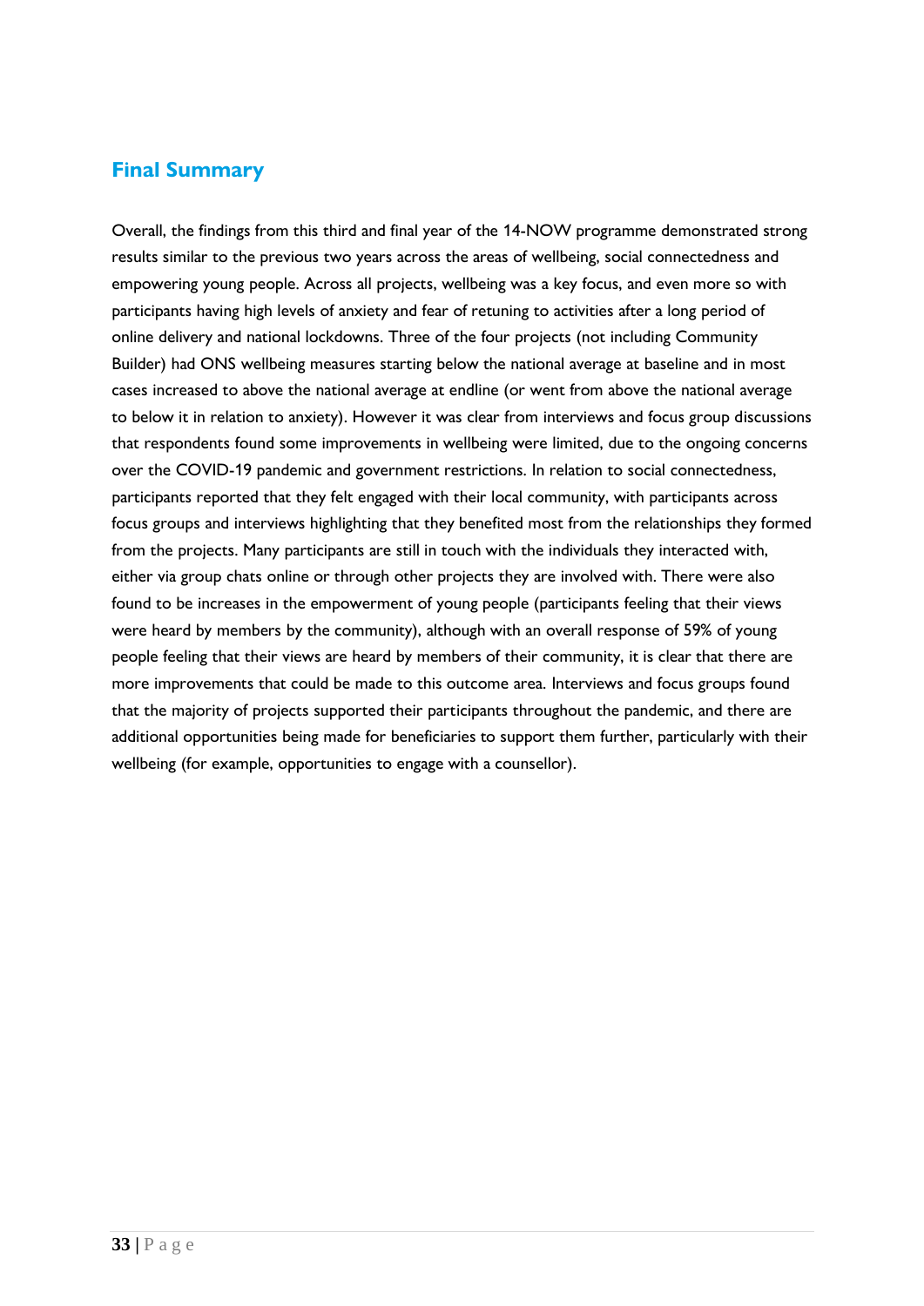## Final Summary

Overall, the findings from this third and final year of the 14-NOW programme demonstrated strong results similar to the previous two years across the areas of wellbeing, social connectedness and empowering young people. Across all projects, wellbeing was a key focus, and even more so with participants having high levels of anxiety and fear of retuning to activities after a long period of online delivery and national lockdowns. Three of the four projects (not including Community Builder) had ONS wellbeing measures starting below the national average at baseline and in most cases increased to above the national average at endline (or went from above the national average to below it in relation to anxiety). However it was clear from interviews and focus group discussions that respondents found some improvements in wellbeing were limited, due to the ongoing concerns over the COVID-19 pandemic and government restrictions. In relation to social connectedness, participants reported that they felt engaged with their local community, with participants across focus groups and interviews highlighting that they benefited most from the relationships they formed from the projects. Many participants are still in touch with the individuals they interacted with, either via group chats online or through other projects they are involved with. There were also found to be increases in the empowerment of young people (participants feeling that their views were heard by members by the community), although with an overall response of 59% of young people feeling that their views are heard by members of their community, it is clear that there are more improvements that could be made to this outcome area. Interviews and focus groups found that the majority of projects supported their participants throughout the pandemic, and there are additional opportunities being made for beneficiaries to support them further, particularly with their wellbeing (for example, opportunities to engage with a counsellor).